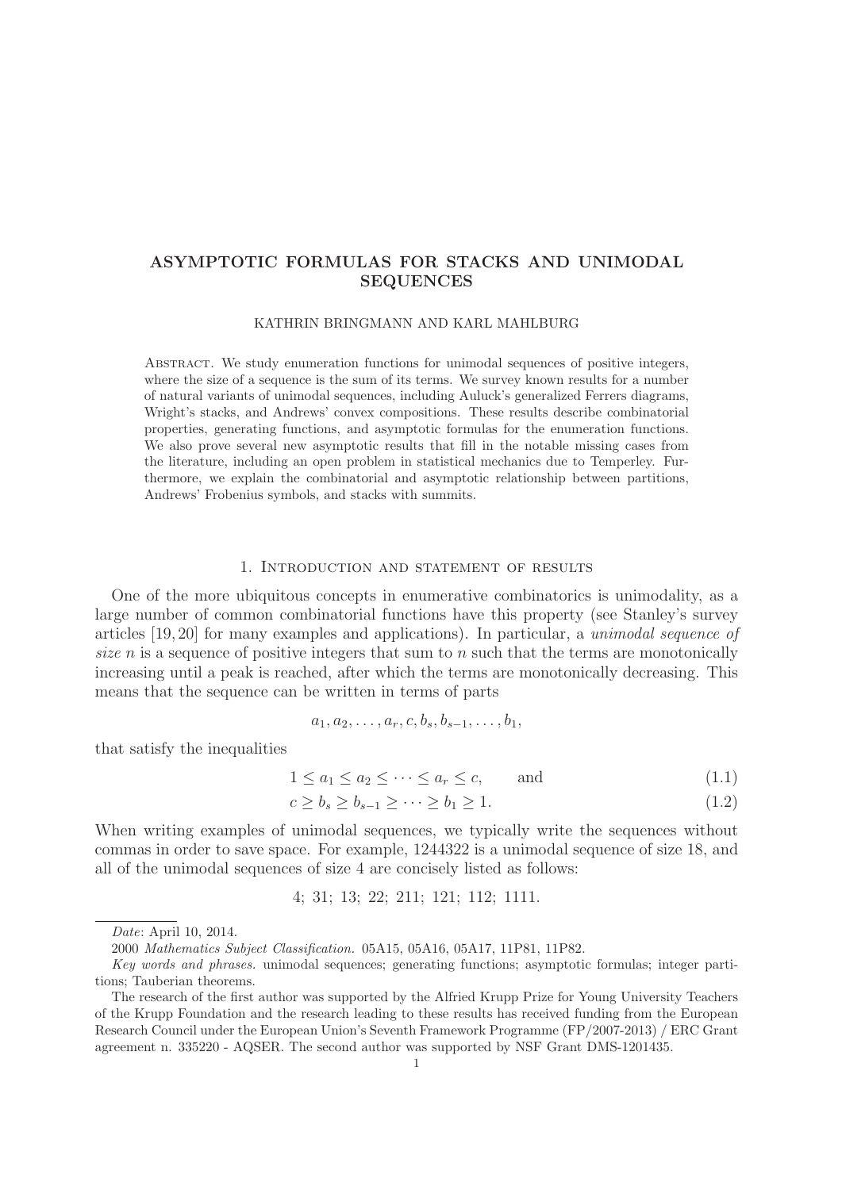# ASYMPTOTIC FORMULAS FOR STACKS AND UNIMODAL SEQUENCES

KATHRIN BRINGMANN AND KARL MAHLBURG

ABSTRACT. We study enumeration functions for unimodal sequences of positive integers, where the size of a sequence is the sum of its terms. We survey known results for a number of natural variants of unimodal sequences, including Auluck's generalized Ferrers diagrams, Wright's stacks, and Andrews' convex compositions. These results describe combinatorial properties, generating functions, and asymptotic formulas for the enumeration functions. We also prove several new asymptotic results that fill in the notable missing cases from the literature, including an open problem in statistical mechanics due to Temperley. Furthermore, we explain the combinatorial and asymptotic relationship between partitions, Andrews' Frobenius symbols, and stacks with summits.

## 1. Introduction and statement of results

One of the more ubiquitous concepts in enumerative combinatorics is unimodality, as a large number of common combinatorial functions have this property (see Stanley's survey articles [19, 20] for many examples and applications). In particular, a *unimodal sequence of size $n$* is a sequence of positive integers that sum to $n$ such that the terms are monotonically increasing until a peak is reached, after which the terms are monotonically decreasing. This means that the sequence can be written in terms of parts

$$a_1, a_2, \ldots, a_r, c, b_s, b_{s-1}, \ldots, b_1,$$

that satisfy the inequalities

$$1 \leq a_1 \leq a_2 \leq \cdots \leq a_r \leq c, \qquad \text{and} \tag{1.1}$$

$$c \geq b_s \geq b_{s-1} \geq \cdots \geq b_1 \geq 1. \tag{1.2}$$

When writing examples of unimodal sequences, we typically write the sequences without commas in order to save space. For example, 1244322 is a unimodal sequence of size 18, and all of the unimodal sequences of size 4 are concisely listed as follows:

$$4;\ 31;\ 13;\ 22;\ 211;\ 121;\ 112;\ 1111.$$

---

*Date*: April 10, 2014.

2000 *Mathematics Subject Classification.* 05A15, 05A16, 05A17, 11P81, 11P82.

*Key words and phrases.* unimodal sequences; generating functions; asymptotic formulas; integer partitions; Tauberian theorems.

The research of the first author was supported by the Alfried Krupp Prize for Young University Teachers of the Krupp Foundation and the research leading to these results has received funding from the European Research Council under the European Union's Seventh Framework Programme (FP/2007-2013) / ERC Grant agreement n. 335220 - AQSER. The second author was supported by NSF Grant DMS-1201435.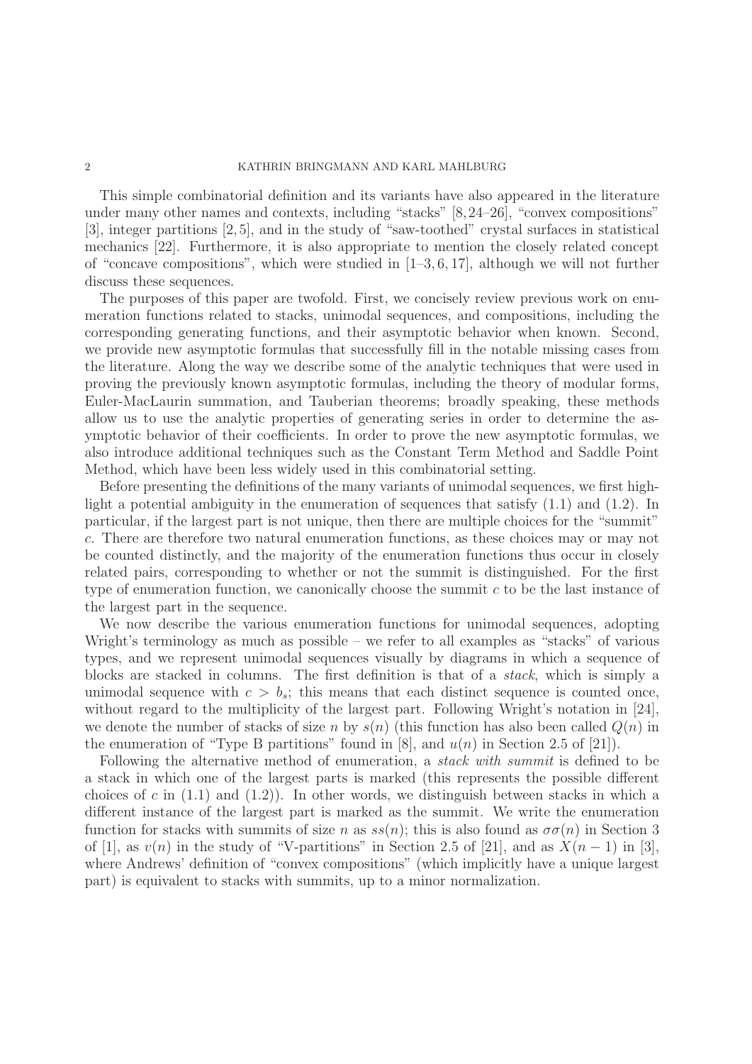This simple combinatorial definition and its variants have also appeared in the literature under many other names and contexts, including "stacks" [8, 24–26], "convex compositions" [3], integer partitions [2, 5], and in the study of "saw-toothed" crystal surfaces in statistical mechanics [22]. Furthermore, it is also appropriate to mention the closely related concept of "concave compositions", which were studied in [1–3, 6, 17], although we will not further discuss these sequences.

The purposes of this paper are twofold. First, we concisely review previous work on enumeration functions related to stacks, unimodal sequences, and compositions, including the corresponding generating functions, and their asymptotic behavior when known. Second, we provide new asymptotic formulas that successfully fill in the notable missing cases from the literature. Along the way we describe some of the analytic techniques that were used in proving the previously known asymptotic formulas, including the theory of modular forms, Euler-MacLaurin summation, and Tauberian theorems; broadly speaking, these methods allow us to use the analytic properties of generating series in order to determine the asymptotic behavior of their coefficients. In order to prove the new asymptotic formulas, we also introduce additional techniques such as the Constant Term Method and Saddle Point Method, which have been less widely used in this combinatorial setting.

Before presenting the definitions of the many variants of unimodal sequences, we first highlight a potential ambiguity in the enumeration of sequences that satisfy (1.1) and (1.2). In particular, if the largest part is not unique, then there are multiple choices for the "summit" $c$. There are therefore two natural enumeration functions, as these choices may or may not be counted distinctly, and the majority of the enumeration functions thus occur in closely related pairs, corresponding to whether or not the summit is distinguished. For the first type of enumeration function, we canonically choose the summit $c$ to be the last instance of the largest part in the sequence.

We now describe the various enumeration functions for unimodal sequences, adopting Wright's terminology as much as possible – we refer to all examples as "stacks" of various types, and we represent unimodal sequences visually by diagrams in which a sequence of blocks are stacked in columns. The first definition is that of a *stack*, which is simply a unimodal sequence with $c > b_s$; this means that each distinct sequence is counted once, without regard to the multiplicity of the largest part. Following Wright's notation in [24], we denote the number of stacks of size $n$ by $s(n)$ (this function has also been called $Q(n)$ in the enumeration of "Type B partitions" found in [8], and $u(n)$ in Section 2.5 of [21]).

Following the alternative method of enumeration, a *stack with summit* is defined to be a stack in which one of the largest parts is marked (this represents the possible different choices of $c$ in (1.1) and (1.2)). In other words, we distinguish between stacks in which a different instance of the largest part is marked as the summit. We write the enumeration function for stacks with summits of size $n$ as $ss(n)$; this is also found as $\sigma\sigma(n)$ in Section 3 of [1], as $v(n)$ in the study of "V-partitions" in Section 2.5 of [21], and as $X(n-1)$ in [3], where Andrews' definition of "convex compositions" (which implicitly have a unique largest part) is equivalent to stacks with summits, up to a minor normalization.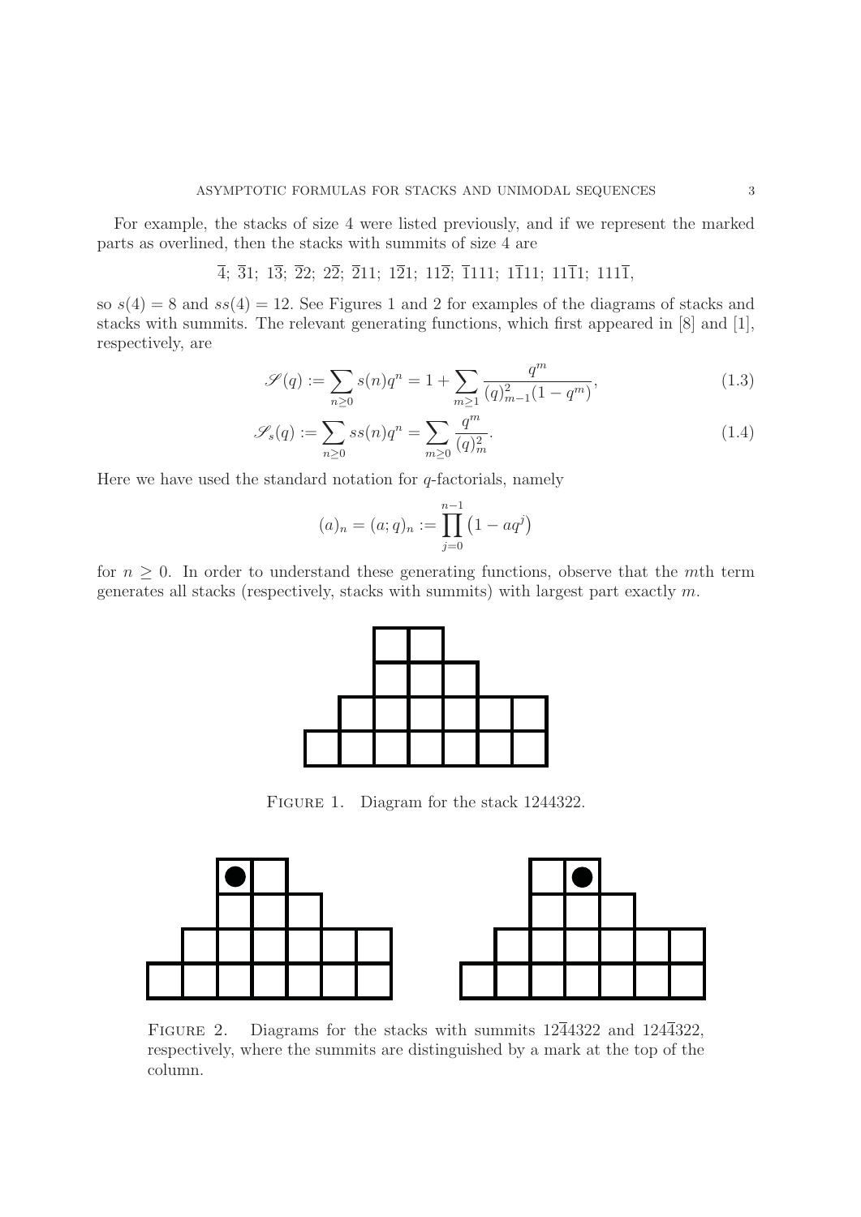For example, the stacks of size 4 were listed previously, and if we represent the marked parts as overlined, then the stacks with summits of size 4 are

$$\overline{4};\ \overline{3}1;\ 1\overline{3};\ \overline{2}2;\ 2\overline{2};\ \overline{2}11;\ 1\overline{2}1;\ 11\overline{2};\ \overline{1}111;\ 1\overline{1}11;\ 11\overline{1}1;\ 111\overline{1},$$

so $s(4) = 8$ and $ss(4) = 12$. See Figures 1 and 2 for examples of the diagrams of stacks and stacks with summits. The relevant generating functions, which first appeared in [8] and [1], respectively, are

$$\mathscr{S}(q) := \sum_{n \geq 0} s(n) q^n = 1 + \sum_{m \geq 1} \frac{q^m}{(q)_{m-1}^2 (1 - q^m)}, \tag{1.3}$$

$$\mathscr{S}_s(q) := \sum_{n \geq 0} ss(n) q^n = \sum_{m \geq 0} \frac{q^m}{(q)_m^2}. \tag{1.4}$$

Here we have used the standard notation for $q$-factorials, namely

$$(a)_n = (a;q)_n := \prod_{j=0}^{n-1} \left(1 - aq^j\right)$$

for $n \geq 0$. In order to understand these generating functions, observe that the $m$th term generates all stacks (respectively, stacks with summits) with largest part exactly $m$.

Figure 1. Diagram for the stack 1244322.

Figure 2. Diagrams for the stacks with summits $12\overline{4}4322$ and $124\overline{4}322$, respectively, where the summits are distinguished by a mark at the top of the column.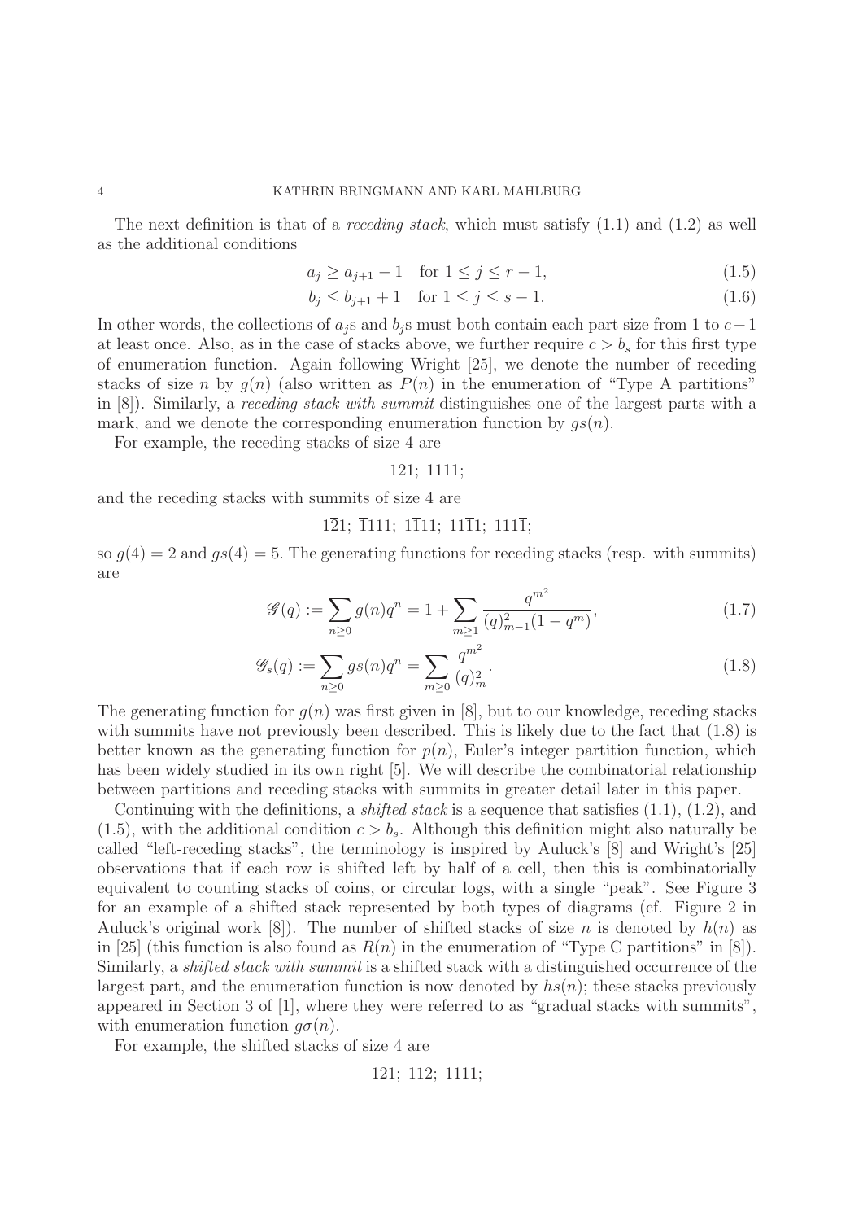The next definition is that of a *receding stack*, which must satisfy (1.1) and (1.2) as well as the additional conditions

$$a_j \geq a_{j+1} - 1 \quad \text{for } 1 \leq j \leq r-1, \tag{1.5}$$

$$b_j \leq b_{j+1} + 1 \quad \text{for } 1 \leq j \leq s-1. \tag{1.6}$$

In other words, the collections of $a_j$s and $b_j$s must both contain each part size from 1 to $c-1$ at least once. Also, as in the case of stacks above, we further require $c > b_s$ for this first type of enumeration function. Again following Wright [25], we denote the number of receding stacks of size $n$ by $g(n)$ (also written as $P(n)$ in the enumeration of "Type A partitions" in [8]). Similarly, a *receding stack with summit* distinguishes one of the largest parts with a mark, and we denote the corresponding enumeration function by $gs(n)$.

For example, the receding stacks of size 4 are

$$121;\ 1111;$$

and the receding stacks with summits of size 4 are

$$1\overline{2}1;\ \overline{1}111;\ 1\overline{1}11;\ 11\overline{1}1;\ 111\overline{1};$$

so $g(4) = 2$ and $gs(4) = 5$. The generating functions for receding stacks (resp. with summits) are

$$\mathscr{G}(q) := \sum_{n \geq 0} g(n) q^n = 1 + \sum_{m \geq 1} \frac{q^{m^2}}{(q)_{m-1}^2 (1-q^m)}, \tag{1.7}$$

$$\mathscr{G}_s(q) := \sum_{n \geq 0} gs(n) q^n = \sum_{m \geq 0} \frac{q^{m^2}}{(q)_m^2}. \tag{1.8}$$

The generating function for $g(n)$ was first given in [8], but to our knowledge, receding stacks with summits have not previously been described. This is likely due to the fact that (1.8) is better known as the generating function for $p(n)$, Euler's integer partition function, which has been widely studied in its own right [5]. We will describe the combinatorial relationship between partitions and receding stacks with summits in greater detail later in this paper.

Continuing with the definitions, a *shifted stack* is a sequence that satisfies (1.1), (1.2), and (1.5), with the additional condition $c > b_s$. Although this definition might also naturally be called "left-receding stacks", the terminology is inspired by Auluck's [8] and Wright's [25] observations that if each row is shifted left by half of a cell, then this is combinatorially equivalent to counting stacks of coins, or circular logs, with a single "peak". See Figure 3 for an example of a shifted stack represented by both types of diagrams (cf. Figure 2 in Auluck's original work [8]). The number of shifted stacks of size $n$ is denoted by $h(n)$ as in [25] (this function is also found as $R(n)$ in the enumeration of "Type C partitions" in [8]). Similarly, a *shifted stack with summit* is a shifted stack with a distinguished occurrence of the largest part, and the enumeration function is now denoted by $hs(n)$; these stacks previously appeared in Section 3 of [1], where they were referred to as "gradual stacks with summits", with enumeration function $g\sigma(n)$.

For example, the shifted stacks of size 4 are

$$121;\ 112;\ 1111;$$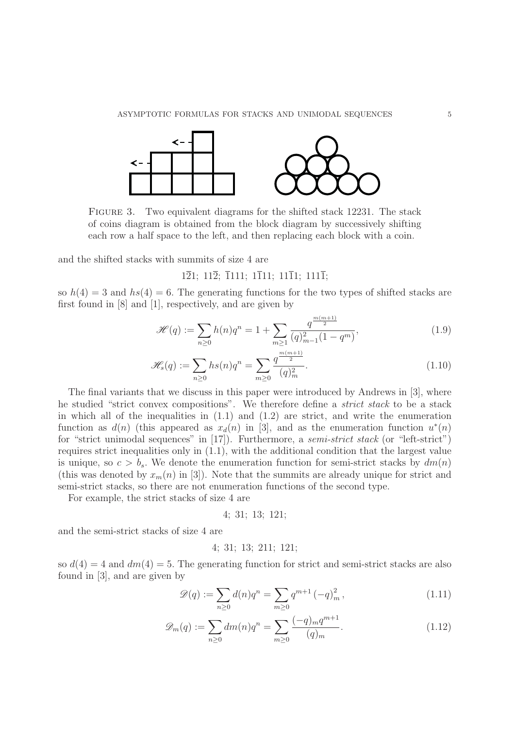FIGURE 3. Two equivalent diagrams for the shifted stack 12231. The stack of coins diagram is obtained from the block diagram by successively shifting each row a half space to the left, and then replacing each block with a coin.

and the shifted stacks with summits of size 4 are

$$1\overline{2}1;\ 11\overline{2};\ \overline{1}111;\ 1\overline{1}11;\ 11\overline{1}1;\ 111\overline{1};$$

so $h(4) = 3$ and $hs(4) = 6$. The generating functions for the two types of shifted stacks are first found in [8] and [1], respectively, and are given by

$$\mathscr{H}(q) := \sum_{n\geq 0} h(n)q^n = 1 + \sum_{m\geq 1} \frac{q^{\frac{m(m+1)}{2}}}{(q)_{m-1}^2(1-q^m)}, \tag{1.9}$$

$$\mathscr{H}_s(q) := \sum_{n\geq 0} hs(n)q^n = \sum_{m\geq 0} \frac{q^{\frac{m(m+1)}{2}}}{(q)_m^2}. \tag{1.10}$$

The final variants that we discuss in this paper were introduced by Andrews in [3], where he studied "strict convex compositions". We therefore define a *strict stack* to be a stack in which all of the inequalities in (1.1) and (1.2) are strict, and write the enumeration function as $d(n)$ (this appeared as $x_d(n)$ in [3], and as the enumeration function $u^*(n)$ for "strict unimodal sequences" in [17]). Furthermore, a *semi-strict stack* (or "left-strict") requires strict inequalities only in (1.1), with the additional condition that the largest value is unique, so $c > b_s$. We denote the enumeration function for semi-strict stacks by $dm(n)$ (this was denoted by $x_m(n)$ in [3]). Note that the summits are already unique for strict and semi-strict stacks, so there are not enumeration functions of the second type.

For example, the strict stacks of size 4 are

$$4;\ 31;\ 13;\ 121;$$

and the semi-strict stacks of size 4 are

$$4;\ 31;\ 13;\ 211;\ 121;$$

so $d(4) = 4$ and $dm(4) = 5$. The generating function for strict and semi-strict stacks are also found in [3], and are given by

$$\mathscr{D}(q) := \sum_{n\geq 0} d(n)q^n = \sum_{m\geq 0} q^{m+1} (-q)_m^2, \tag{1.11}$$

$$\mathscr{D}_m(q) := \sum_{n\geq 0} dm(n)q^n = \sum_{m\geq 0} \frac{(-q)_m q^{m+1}}{(q)_m}. \tag{1.12}$$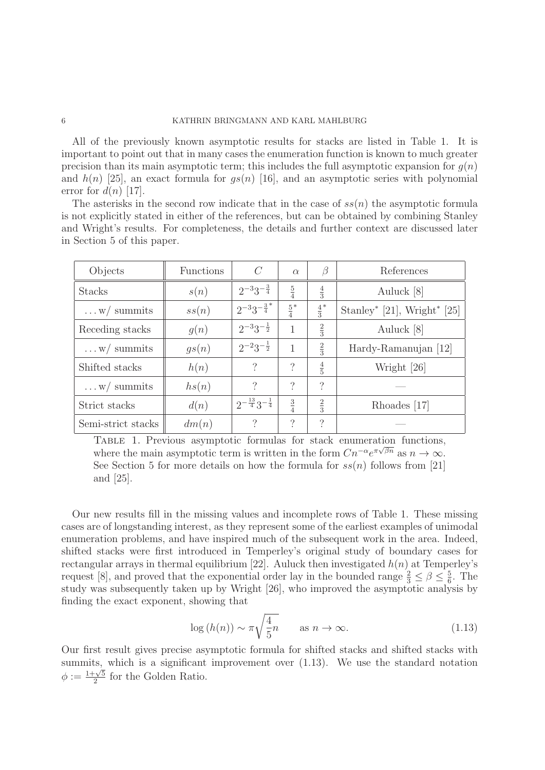All of the previously known asymptotic results for stacks are listed in Table 1. It is important to point out that in many cases the enumeration function is known to much greater precision than its main asymptotic term; this includes the full asymptotic expansion for $g(n)$ and $h(n)$ [25], an exact formula for $gs(n)$ [16], and an asymptotic series with polynomial error for $d(n)$ [17].

The asterisks in the second row indicate that in the case of $ss(n)$ the asymptotic formula is not explicitly stated in either of the references, but can be obtained by combining Stanley and Wright's results. For completeness, the details and further context are discussed later in Section 5 of this paper.

| Objects | Functions | $C$ | $\alpha$ | $\beta$ | References |
|---|---|---|---|---|---|
| Stacks | $s(n)$ | $2^{-3}3^{-\frac{3}{4}}$ | $\frac{5}{4}$ | $\frac{4}{3}$ | Auluck [8] |
| ... w/ summits | $ss(n)$ | $2^{-3}3^{-\frac{3}{4}*}$ | $\frac{5}{4}^*$ | $\frac{4}{3}^*$ | Stanley* [21], Wright* [25] |
| Receding stacks | $g(n)$ | $2^{-3}3^{-\frac{1}{2}}$ | $1$ | $\frac{2}{3}$ | Auluck [8] |
| ... w/ summits | $gs(n)$ | $2^{-2}3^{-\frac{1}{2}}$ | $1$ | $\frac{2}{3}$ | Hardy-Ramanujan [12] |
| Shifted stacks | $h(n)$ | ? | ? | $\frac{4}{5}$ | Wright [26] |
| ... w/ summits | $hs(n)$ | ? | ? | ? | — |
| Strict stacks | $d(n)$ | $2^{-\frac{13}{4}}3^{-\frac{1}{4}}$ | $\frac{3}{4}$ | $\frac{2}{3}$ | Rhoades [17] |
| Semi-strict stacks | $dm(n)$ | ? | ? | ? | — |

Table 1. Previous asymptotic formulas for stack enumeration functions, where the main asymptotic term is written in the form $Cn^{-\alpha}e^{\pi\sqrt{\beta n}}$ as $n \to \infty$. See Section 5 for more details on how the formula for $ss(n)$ follows from [21] and [25].

Our new results fill in the missing values and incomplete rows of Table 1. These missing cases are of longstanding interest, as they represent some of the earliest examples of unimodal enumeration problems, and have inspired much of the subsequent work in the area. Indeed, shifted stacks were first introduced in Temperley's original study of boundary cases for rectangular arrays in thermal equilibrium [22]. Auluck then investigated $h(n)$ at Temperley's request [8], and proved that the exponential order lay in the bounded range $\frac{2}{3} \leq \beta \leq \frac{5}{6}$. The study was subsequently taken up by Wright [26], who improved the asymptotic analysis by finding the exact exponent, showing that

$$\log\left(h(n)\right) \sim \pi\sqrt{\frac{4}{5}n} \qquad \text{as } n \to \infty. \tag{1.13}$$

Our first result gives precise asymptotic formula for shifted stacks and shifted stacks with summits, which is a significant improvement over (1.13). We use the standard notation $\phi := \frac{1+\sqrt{5}}{2}$ for the Golden Ratio.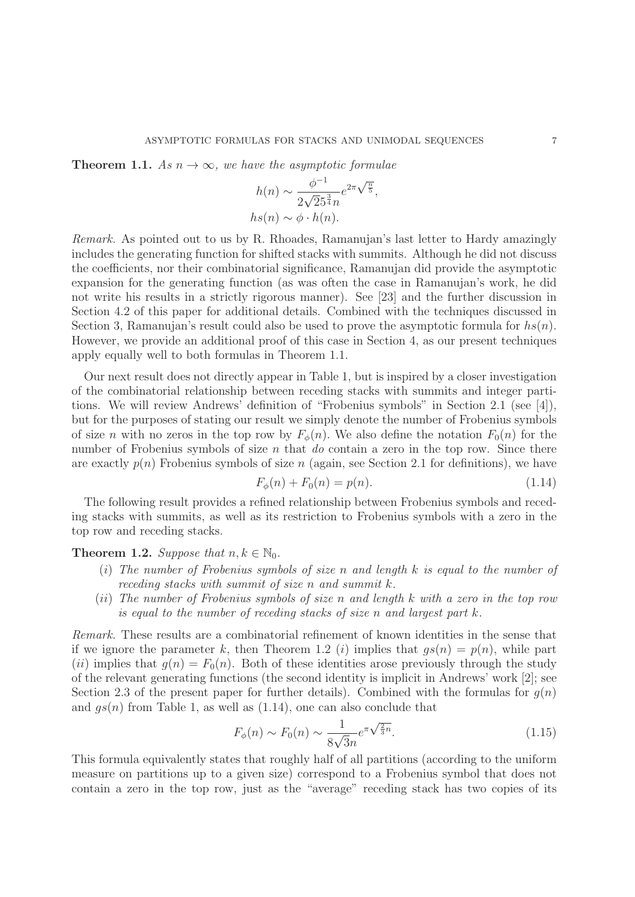**Theorem 1.1.** *As $n \to \infty$, we have the asymptotic formulae*

$$h(n) \sim \frac{\phi^{-1}}{2\sqrt{2}5^{\frac{3}{4}}n} e^{2\pi\sqrt{\frac{n}{5}}},$$
$$hs(n) \sim \phi \cdot h(n).$$

*Remark.* As pointed out to us by R. Rhoades, Ramanujan's last letter to Hardy amazingly includes the generating function for shifted stacks with summits. Although he did not discuss the coefficients, nor their combinatorial significance, Ramanujan did provide the asymptotic expansion for the generating function (as was often the case in Ramanujan's work, he did not write his results in a strictly rigorous manner). See [23] and the further discussion in Section 4.2 of this paper for additional details. Combined with the techniques discussed in Section 3, Ramanujan's result could also be used to prove the asymptotic formula for $hs(n)$. However, we provide an additional proof of this case in Section 4, as our present techniques apply equally well to both formulas in Theorem 1.1.

Our next result does not directly appear in Table 1, but is inspired by a closer investigation of the combinatorial relationship between receding stacks with summits and integer partitions. We will review Andrews' definition of "Frobenius symbols" in Section 2.1 (see [4]), but for the purposes of stating our result we simply denote the number of Frobenius symbols of size $n$ with no zeros in the top row by $F_\phi(n)$. We also define the notation $F_0(n)$ for the number of Frobenius symbols of size $n$ that *do* contain a zero in the top row. Since there are exactly $p(n)$ Frobenius symbols of size $n$ (again, see Section 2.1 for definitions), we have

$$F_\phi(n) + F_0(n) = p(n). \tag{1.14}$$

The following result provides a refined relationship between Frobenius symbols and receding stacks with summits, as well as its restriction to Frobenius symbols with a zero in the top row and receding stacks.

**Theorem 1.2.** *Suppose that $n, k \in \mathbb{N}_0$.*

(*i*) *The number of Frobenius symbols of size $n$ and length $k$ is equal to the number of receding stacks with summit of size $n$ and summit $k$.*

(*ii*) *The number of Frobenius symbols of size $n$ and length $k$ with a zero in the top row is equal to the number of receding stacks of size $n$ and largest part $k$.*

*Remark.* These results are a combinatorial refinement of known identities in the sense that if we ignore the parameter $k$, then Theorem 1.2 (*i*) implies that $gs(n) = p(n)$, while part (*ii*) implies that $g(n) = F_0(n)$. Both of these identities arose previously through the study of the relevant generating functions (the second identity is implicit in Andrews' work [2]; see Section 2.3 of the present paper for further details). Combined with the formulas for $g(n)$ and $gs(n)$ from Table 1, as well as (1.14), one can also conclude that

$$F_\phi(n) \sim F_0(n) \sim \frac{1}{8\sqrt{3}n} e^{\pi\sqrt{\frac{2}{3}n}}. \tag{1.15}$$

This formula equivalently states that roughly half of all partitions (according to the uniform measure on partitions up to a given size) correspond to a Frobenius symbol that does not contain a zero in the top row, just as the "average" receding stack has two copies of its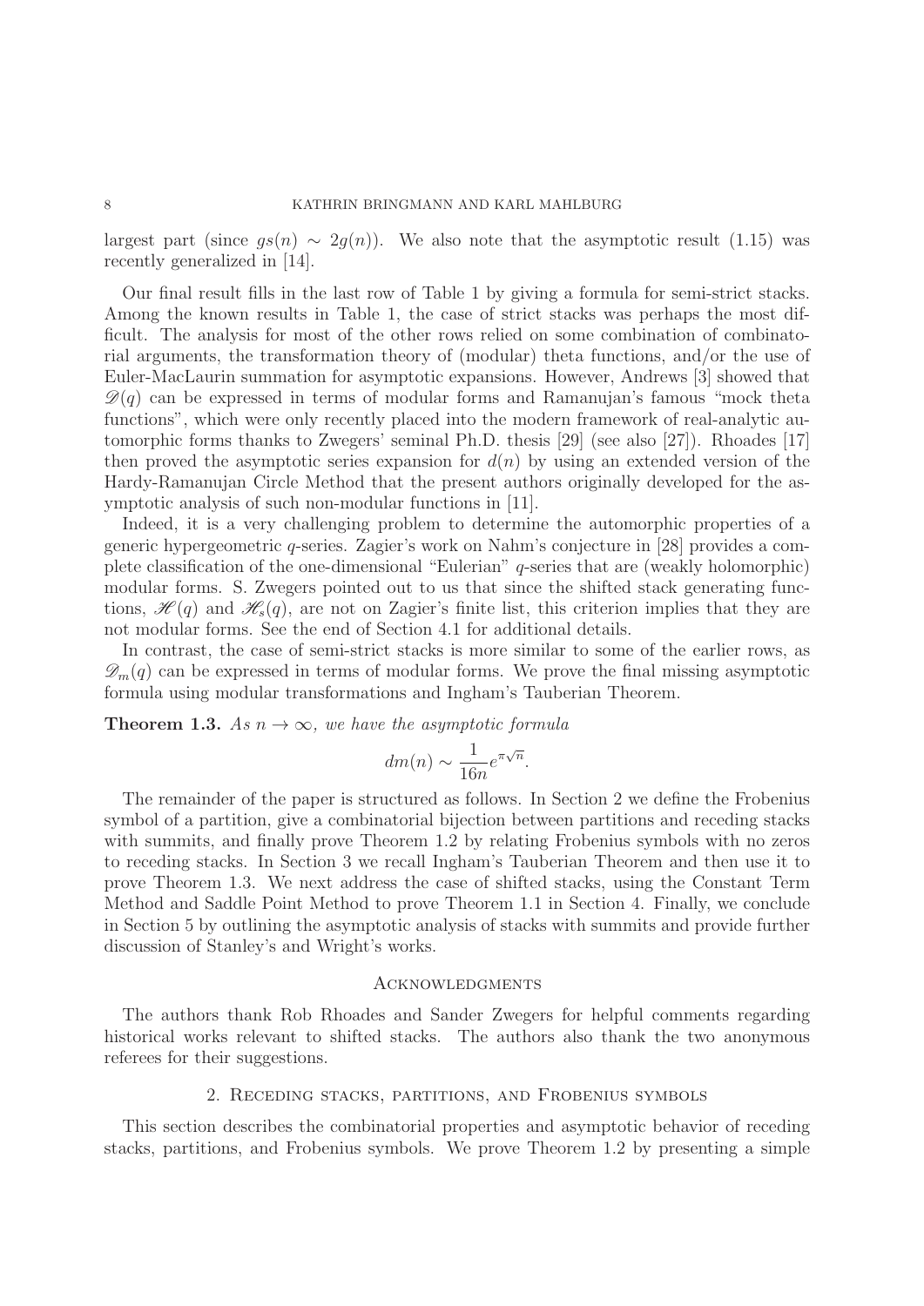largest part (since $gs(n) \sim 2g(n)$). We also note that the asymptotic result (1.15) was recently generalized in [14].

Our final result fills in the last row of Table 1 by giving a formula for semi-strict stacks. Among the known results in Table 1, the case of strict stacks was perhaps the most difficult. The analysis for most of the other rows relied on some combination of combinatorial arguments, the transformation theory of (modular) theta functions, and/or the use of Euler-MacLaurin summation for asymptotic expansions. However, Andrews [3] showed that $\mathscr{D}(q)$ can be expressed in terms of modular forms and Ramanujan's famous "mock theta functions", which were only recently placed into the modern framework of real-analytic automorphic forms thanks to Zwegers' seminal Ph.D. thesis [29] (see also [27]). Rhoades [17] then proved the asymptotic series expansion for $d(n)$ by using an extended version of the Hardy-Ramanujan Circle Method that the present authors originally developed for the asymptotic analysis of such non-modular functions in [11].

Indeed, it is a very challenging problem to determine the automorphic properties of a generic hypergeometric $q$-series. Zagier's work on Nahm's conjecture in [28] provides a complete classification of the one-dimensional "Eulerian" $q$-series that are (weakly holomorphic) modular forms. S. Zwegers pointed out to us that since the shifted stack generating functions, $\mathscr{H}(q)$ and $\mathscr{H}_s(q)$, are not on Zagier's finite list, this criterion implies that they are not modular forms. See the end of Section 4.1 for additional details.

In contrast, the case of semi-strict stacks is more similar to some of the earlier rows, as $\mathscr{D}_m(q)$ can be expressed in terms of modular forms. We prove the final missing asymptotic formula using modular transformations and Ingham's Tauberian Theorem.

**Theorem 1.3.** *As $n \to \infty$, we have the asymptotic formula*

$$dm(n) \sim \frac{1}{16n} e^{\pi\sqrt{n}}.$$

The remainder of the paper is structured as follows. In Section 2 we define the Frobenius symbol of a partition, give a combinatorial bijection between partitions and receding stacks with summits, and finally prove Theorem 1.2 by relating Frobenius symbols with no zeros to receding stacks. In Section 3 we recall Ingham's Tauberian Theorem and then use it to prove Theorem 1.3. We next address the case of shifted stacks, using the Constant Term Method and Saddle Point Method to prove Theorem 1.1 in Section 4. Finally, we conclude in Section 5 by outlining the asymptotic analysis of stacks with summits and provide further discussion of Stanley's and Wright's works.

## Acknowledgments

The authors thank Rob Rhoades and Sander Zwegers for helpful comments regarding historical works relevant to shifted stacks. The authors also thank the two anonymous referees for their suggestions.

## 2. Receding stacks, partitions, and Frobenius symbols

This section describes the combinatorial properties and asymptotic behavior of receding stacks, partitions, and Frobenius symbols. We prove Theorem 1.2 by presenting a simple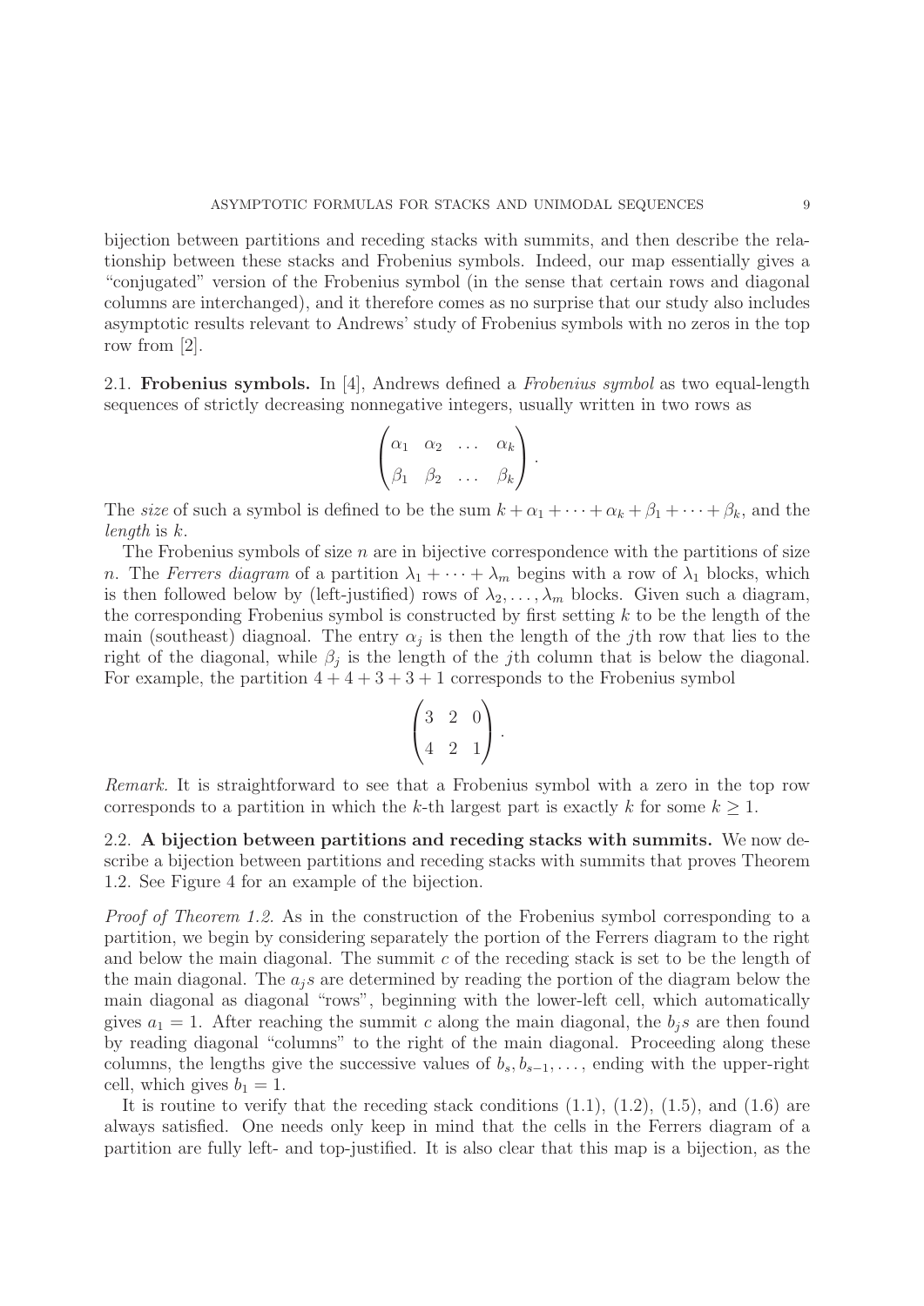bijection between partitions and receding stacks with summits, and then describe the relationship between these stacks and Frobenius symbols. Indeed, our map essentially gives a "conjugated" version of the Frobenius symbol (in the sense that certain rows and diagonal columns are interchanged), and it therefore comes as no surprise that our study also includes asymptotic results relevant to Andrews' study of Frobenius symbols with no zeros in the top row from [2].

## 2.1. Frobenius symbols.

In [4], Andrews defined a *Frobenius symbol* as two equal-length sequences of strictly decreasing nonnegative integers, usually written in two rows as

$$\begin{pmatrix} \alpha_1 & \alpha_2 & \dots & \alpha_k \\ \beta_1 & \beta_2 & \dots & \beta_k \end{pmatrix}.$$

The *size* of such a symbol is defined to be the sum $k + \alpha_1 + \cdots + \alpha_k + \beta_1 + \cdots + \beta_k$, and the *length* is $k$.

The Frobenius symbols of size $n$ are in bijective correspondence with the partitions of size $n$. The *Ferrers diagram* of a partition $\lambda_1 + \cdots + \lambda_m$ begins with a row of $\lambda_1$ blocks, which is then followed below by (left-justified) rows of $\lambda_2, \dots, \lambda_m$ blocks. Given such a diagram, the corresponding Frobenius symbol is constructed by first setting $k$ to be the length of the main (southeast) diagnoal. The entry $\alpha_j$ is then the length of the $j$th row that lies to the right of the diagonal, while $\beta_j$ is the length of the $j$th column that is below the diagonal. For example, the partition $4 + 4 + 3 + 3 + 1$ corresponds to the Frobenius symbol

$$\begin{pmatrix} 3 & 2 & 0 \\ 4 & 2 & 1 \end{pmatrix}.$$

*Remark.* It is straightforward to see that a Frobenius symbol with a zero in the top row corresponds to a partition in which the $k$-th largest part is exactly $k$ for some $k \geq 1$.

## 2.2. A bijection between partitions and receding stacks with summits.

We now describe a bijection between partitions and receding stacks with summits that proves Theorem 1.2. See Figure 4 for an example of the bijection.

*Proof of Theorem 1.2.* As in the construction of the Frobenius symbol corresponding to a partition, we begin by considering separately the portion of the Ferrers diagram to the right and below the main diagonal. The summit $c$ of the receding stack is set to be the length of the main diagonal. The $a_j$s are determined by reading the portion of the diagram below the main diagonal as diagonal "rows", beginning with the lower-left cell, which automatically gives $a_1 = 1$. After reaching the summit $c$ along the main diagonal, the $b_j$s are then found by reading diagonal "columns" to the right of the main diagonal. Proceeding along these columns, the lengths give the successive values of $b_s, b_{s-1}, \dots$, ending with the upper-right cell, which gives $b_1 = 1$.

It is routine to verify that the receding stack conditions (1.1), (1.2), (1.5), and (1.6) are always satisfied. One needs only keep in mind that the cells in the Ferrers diagram of a partition are fully left- and top-justified. It is also clear that this map is a bijection, as the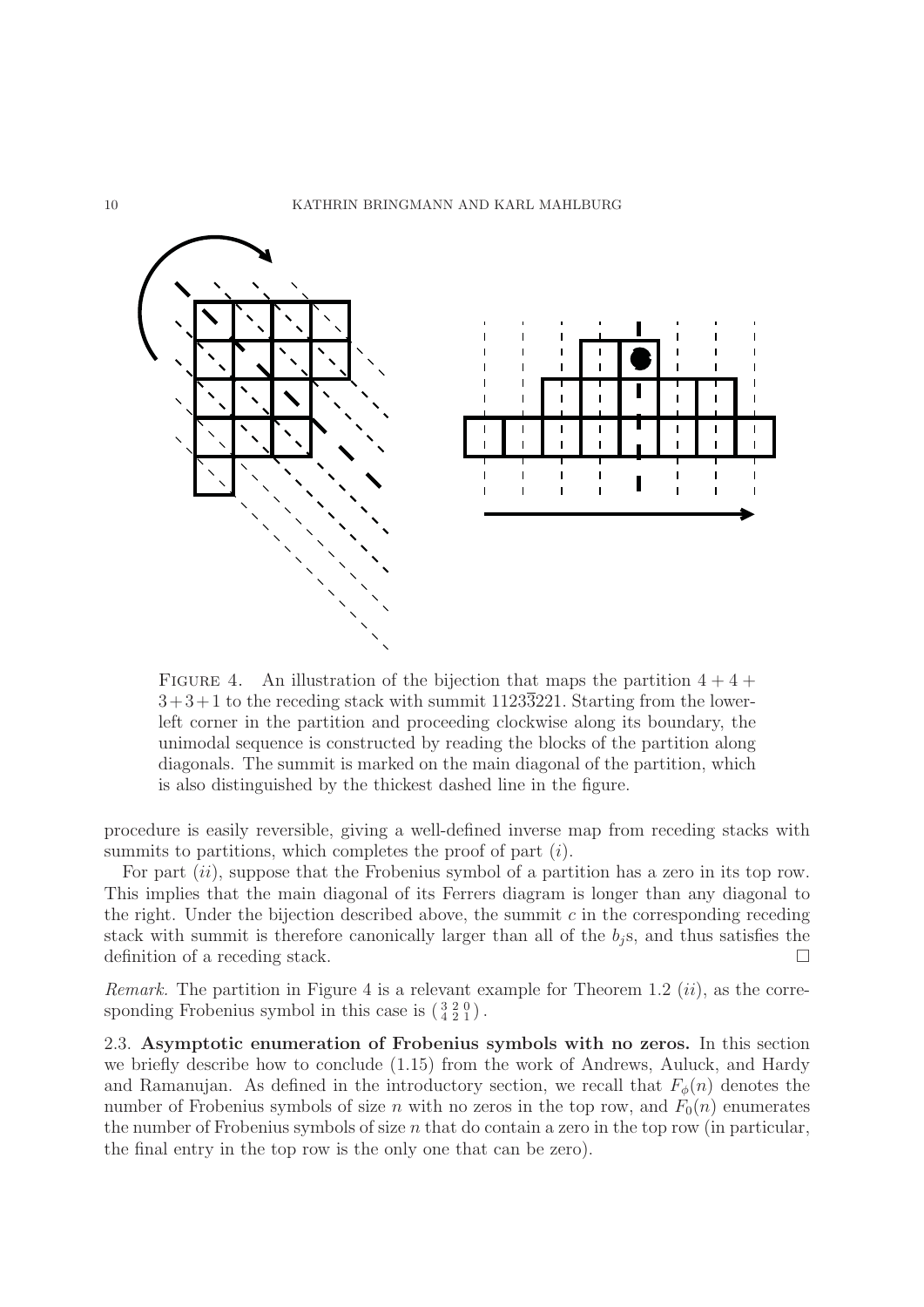Figure 4. An illustration of the bijection that maps the partition $4+4+3+3+1$ to the receding stack with summit $1123\overline{3}221$. Starting from the lower-left corner in the partition and proceeding clockwise along its boundary, the unimodal sequence is constructed by reading the blocks of the partition along diagonals. The summit is marked on the main diagonal of the partition, which is also distinguished by the thickest dashed line in the figure.

procedure is easily reversible, giving a well-defined inverse map from receding stacks with summits to partitions, which completes the proof of part $(i)$.

For part $(ii)$, suppose that the Frobenius symbol of a partition has a zero in its top row. This implies that the main diagonal of its Ferrers diagram is longer than any diagonal to the right. Under the bijection described above, the summit $c$ in the corresponding receding stack with summit is therefore canonically larger than all of the $b_j$s, and thus satisfies the definition of a receding stack. $\square$

*Remark.* The partition in Figure 4 is a relevant example for Theorem 1.2 $(ii)$, as the corresponding Frobenius symbol in this case is $\left(\begin{smallmatrix} 3 & 2 & 0 \\ 4 & 2 & 1 \end{smallmatrix}\right)$.

2.3. **Asymptotic enumeration of Frobenius symbols with no zeros.** In this section we briefly describe how to conclude (1.15) from the work of Andrews, Auluck, and Hardy and Ramanujan. As defined in the introductory section, we recall that $F_\phi(n)$ denotes the number of Frobenius symbols of size $n$ with no zeros in the top row, and $F_0(n)$ enumerates the number of Frobenius symbols of size $n$ that do contain a zero in the top row (in particular, the final entry in the top row is the only one that can be zero).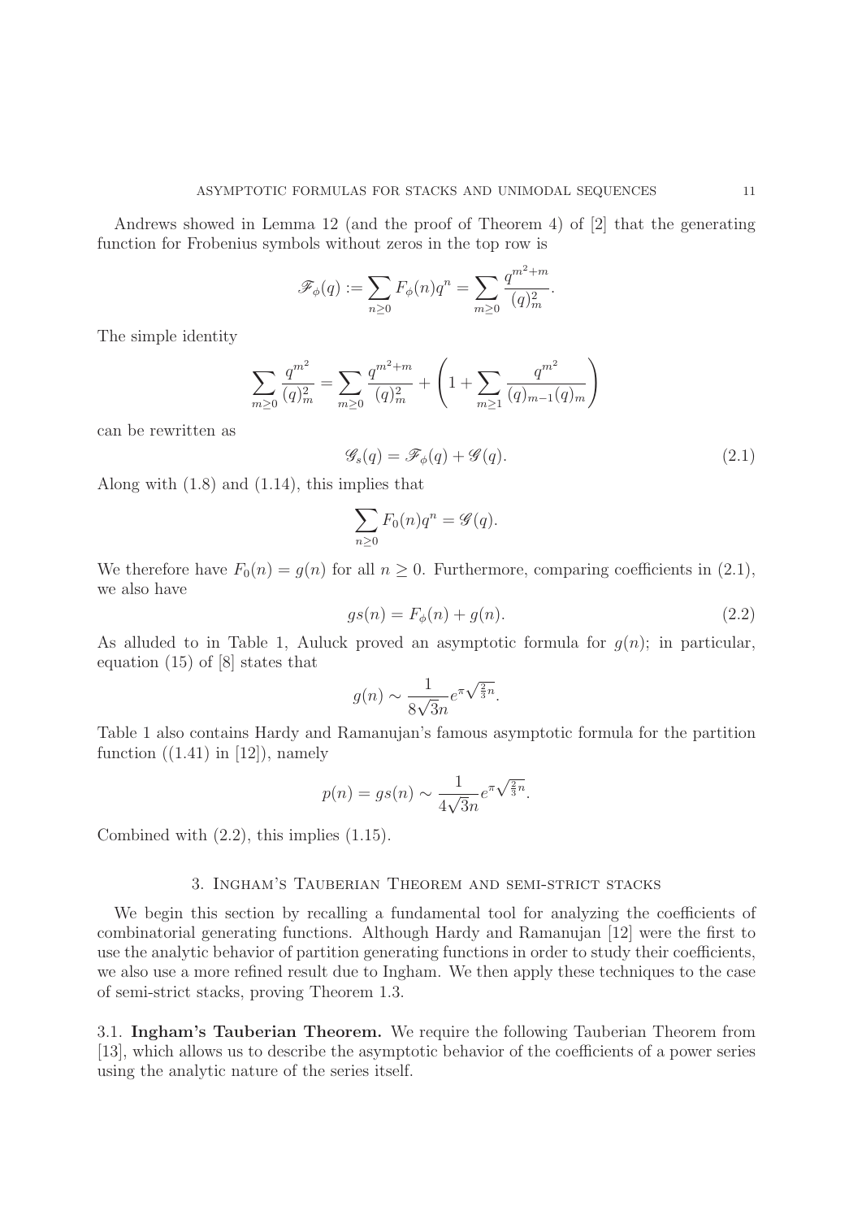Andrews showed in Lemma 12 (and the proof of Theorem 4) of [2] that the generating function for Frobenius symbols without zeros in the top row is

$$\mathscr{F}_\phi(q) := \sum_{n\geq 0} F_\phi(n) q^n = \sum_{m\geq 0} \frac{q^{m^2+m}}{(q)_m^2}.$$

The simple identity

$$\sum_{m\geq 0} \frac{q^{m^2}}{(q)_m^2} = \sum_{m\geq 0} \frac{q^{m^2+m}}{(q)_m^2} + \left(1 + \sum_{m\geq 1} \frac{q^{m^2}}{(q)_{m-1}(q)_m}\right)$$

can be rewritten as

$$\mathscr{G}_s(q) = \mathscr{F}_\phi(q) + \mathscr{G}(q). \tag{2.1}$$

Along with (1.8) and (1.14), this implies that

$$\sum_{n\geq 0} F_0(n) q^n = \mathscr{G}(q).$$

We therefore have $F_0(n) = g(n)$ for all $n \geq 0$. Furthermore, comparing coefficients in (2.1), we also have

$$gs(n) = F_\phi(n) + g(n). \tag{2.2}$$

As alluded to in Table 1, Auluck proved an asymptotic formula for $g(n)$; in particular, equation (15) of [8] states that

$$g(n) \sim \frac{1}{8\sqrt{3}n} e^{\pi\sqrt{\frac{2}{3}n}}.$$

Table 1 also contains Hardy and Ramanujan's famous asymptotic formula for the partition function ((1.41) in [12]), namely

$$p(n) = gs(n) \sim \frac{1}{4\sqrt{3}n} e^{\pi\sqrt{\frac{2}{3}n}}.$$

Combined with (2.2), this implies (1.15).

## 3. Ingham's Tauberian Theorem and semi-strict stacks

We begin this section by recalling a fundamental tool for analyzing the coefficients of combinatorial generating functions. Although Hardy and Ramanujan [12] were the first to use the analytic behavior of partition generating functions in order to study their coefficients, we also use a more refined result due to Ingham. We then apply these techniques to the case of semi-strict stacks, proving Theorem 1.3.

3.1. **Ingham's Tauberian Theorem.** We require the following Tauberian Theorem from [13], which allows us to describe the asymptotic behavior of the coefficients of a power series using the analytic nature of the series itself.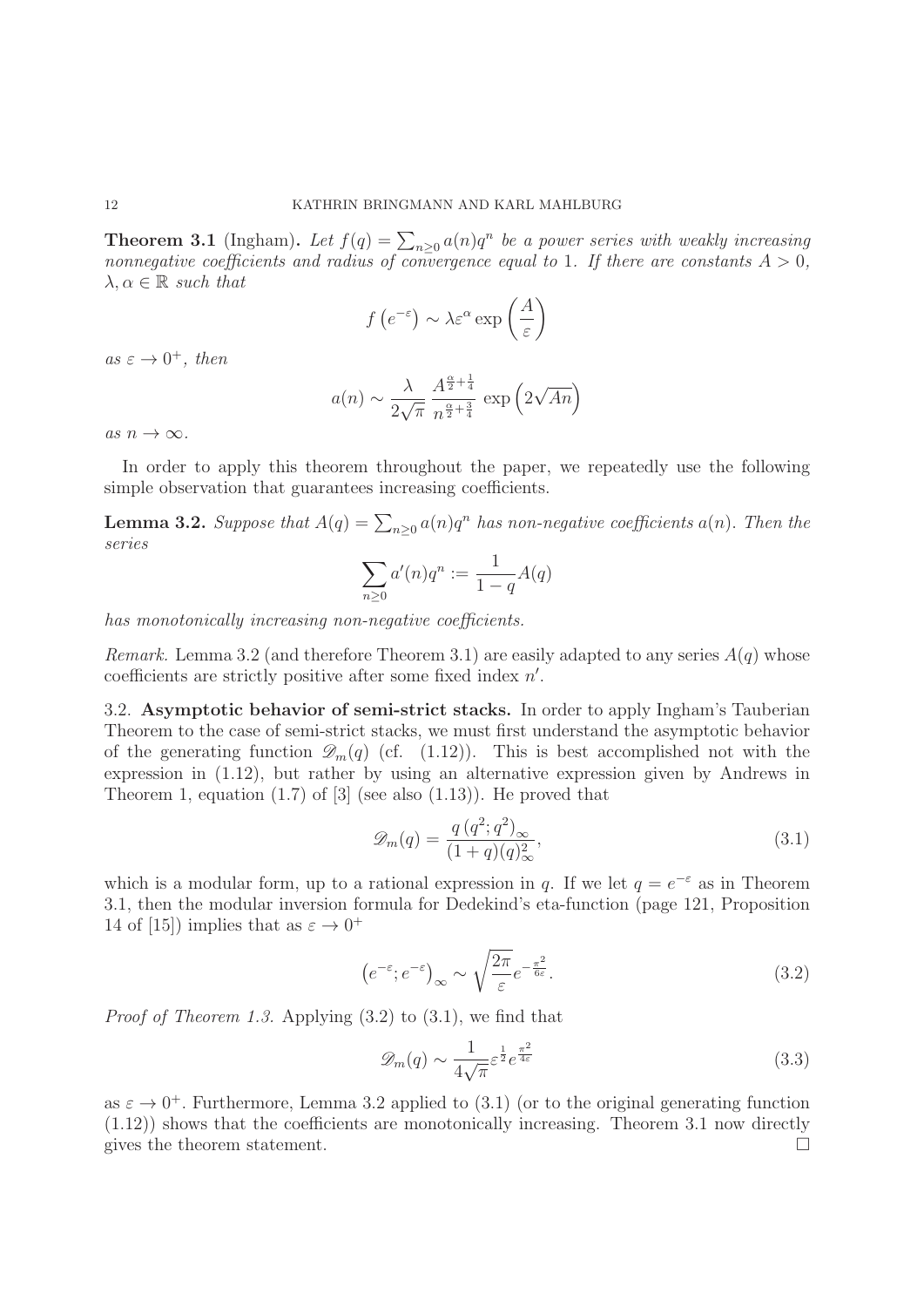**Theorem 3.1** (Ingham)**.** *Let $f(q) = \sum_{n\geq 0} a(n)q^n$ be a power series with weakly increasing nonnegative coefficients and radius of convergence equal to 1. If there are constants $A > 0$, $\lambda, \alpha \in \mathbb{R}$ such that*

$$f\left(e^{-\varepsilon}\right) \sim \lambda \varepsilon^{\alpha} \exp\left(\frac{A}{\varepsilon}\right)$$

*as $\varepsilon \to 0^+$, then*

$$a(n) \sim \frac{\lambda}{2\sqrt{\pi}} \frac{A^{\frac{\alpha}{2}+\frac{1}{4}}}{n^{\frac{\alpha}{2}+\frac{3}{4}}} \exp\left(2\sqrt{An}\right)$$

*as $n \to \infty$.*

In order to apply this theorem throughout the paper, we repeatedly use the following simple observation that guarantees increasing coefficients.

**Lemma 3.2.** *Suppose that $A(q) = \sum_{n\geq 0} a(n)q^n$ has non-negative coefficients $a(n)$. Then the series*

$$\sum_{n\geq 0} a'(n)q^n := \frac{1}{1-q} A(q)$$

*has monotonically increasing non-negative coefficients.*

*Remark.* Lemma 3.2 (and therefore Theorem 3.1) are easily adapted to any series $A(q)$ whose coefficients are strictly positive after some fixed index $n'$.

3.2. **Asymptotic behavior of semi-strict stacks.** In order to apply Ingham's Tauberian Theorem to the case of semi-strict stacks, we must first understand the asymptotic behavior of the generating function $\mathscr{D}_m(q)$ (cf. (1.12)). This is best accomplished not with the expression in (1.12), but rather by using an alternative expression given by Andrews in Theorem 1, equation (1.7) of [3] (see also (1.13)). He proved that

$$\mathscr{D}_m(q) = \frac{q\left(q^2; q^2\right)_\infty}{(1+q)(q)_\infty^2}, \tag{3.1}$$

which is a modular form, up to a rational expression in $q$. If we let $q = e^{-\varepsilon}$ as in Theorem 3.1, then the modular inversion formula for Dedekind's eta-function (page 121, Proposition 14 of [15]) implies that as $\varepsilon \to 0^+$

$$\left(e^{-\varepsilon}; e^{-\varepsilon}\right)_\infty \sim \sqrt{\frac{2\pi}{\varepsilon}} e^{-\frac{\pi^2}{6\varepsilon}}. \tag{3.2}$$

*Proof of Theorem 1.3.* Applying (3.2) to (3.1), we find that

$$\mathscr{D}_m(q) \sim \frac{1}{4\sqrt{\pi}} \varepsilon^{\frac{1}{2}} e^{\frac{\pi^2}{4\varepsilon}} \tag{3.3}$$

as $\varepsilon \to 0^+$. Furthermore, Lemma 3.2 applied to (3.1) (or to the original generating function (1.12)) shows that the coefficients are monotonically increasing. Theorem 3.1 now directly gives the theorem statement. □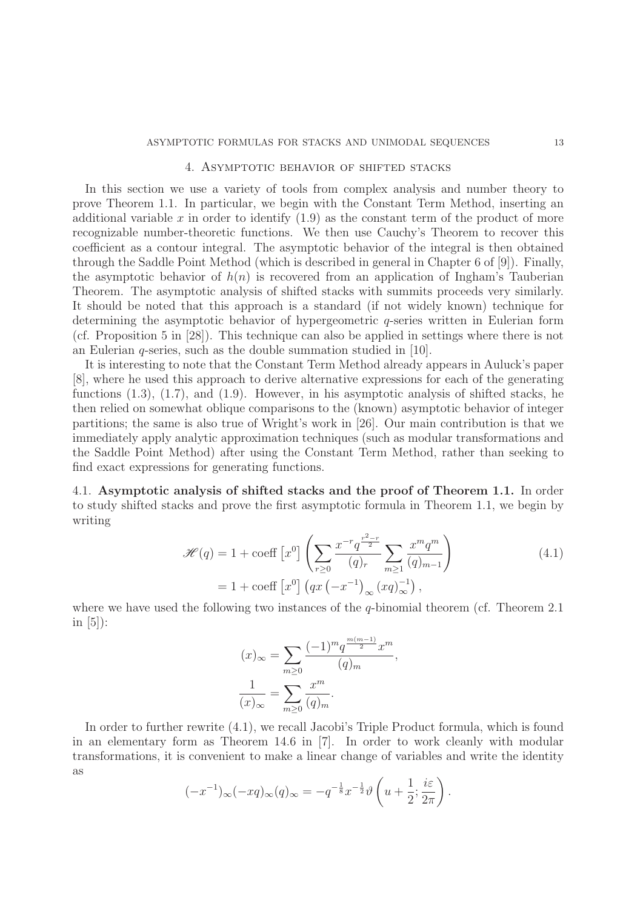## 4. Asymptotic behavior of shifted stacks

In this section we use a variety of tools from complex analysis and number theory to prove Theorem 1.1. In particular, we begin with the Constant Term Method, inserting an additional variable $x$ in order to identify (1.9) as the constant term of the product of more recognizable number-theoretic functions. We then use Cauchy's Theorem to recover this coefficient as a contour integral. The asymptotic behavior of the integral is then obtained through the Saddle Point Method (which is described in general in Chapter 6 of [9]). Finally, the asymptotic behavior of $h(n)$ is recovered from an application of Ingham's Tauberian Theorem. The asymptotic analysis of shifted stacks with summits proceeds very similarly. It should be noted that this approach is a standard (if not widely known) technique for determining the asymptotic behavior of hypergeometric $q$-series written in Eulerian form (cf. Proposition 5 in [28]). This technique can also be applied in settings where there is not an Eulerian $q$-series, such as the double summation studied in [10].

It is interesting to note that the Constant Term Method already appears in Auluck's paper [8], where he used this approach to derive alternative expressions for each of the generating functions (1.3), (1.7), and (1.9). However, in his asymptotic analysis of shifted stacks, he then relied on somewhat oblique comparisons to the (known) asymptotic behavior of integer partitions; the same is also true of Wright's work in [26]. Our main contribution is that we immediately apply analytic approximation techniques (such as modular transformations and the Saddle Point Method) after using the Constant Term Method, rather than seeking to find exact expressions for generating functions.

### 4.1. Asymptotic analysis of shifted stacks and the proof of Theorem 1.1.

In order to study shifted stacks and prove the first asymptotic formula in Theorem 1.1, we begin by writing

$$\begin{aligned}
\mathscr{H}(q) &= 1 + \operatorname{coeff}\left[x^0\right]\left(\sum_{r\geq 0}\frac{x^{-r}q^{\frac{r^2-r}{2}}}{(q)_r}\sum_{m\geq 1}\frac{x^m q^m}{(q)_{m-1}}\right) \\
&= 1 + \operatorname{coeff}\left[x^0\right]\left(qx\left(-x^{-1}\right)_\infty (xq)_\infty^{-1}\right),
\end{aligned} \tag{4.1}$$

where we have used the following two instances of the $q$-binomial theorem (cf. Theorem 2.1 in [5]):

$$(x)_\infty = \sum_{m\geq 0}\frac{(-1)^m q^{\frac{m(m-1)}{2}}x^m}{(q)_m},$$

$$\frac{1}{(x)_\infty} = \sum_{m\geq 0}\frac{x^m}{(q)_m}.$$

In order to further rewrite (4.1), we recall Jacobi's Triple Product formula, which is found in an elementary form as Theorem 14.6 in [7]. In order to work cleanly with modular transformations, it is convenient to make a linear change of variables and write the identity as

$$(-x^{-1})_\infty(-xq)_\infty(q)_\infty = -q^{-\frac{1}{8}}x^{-\frac{1}{2}}\vartheta\left(u+\frac{1}{2};\frac{i\varepsilon}{2\pi}\right).$$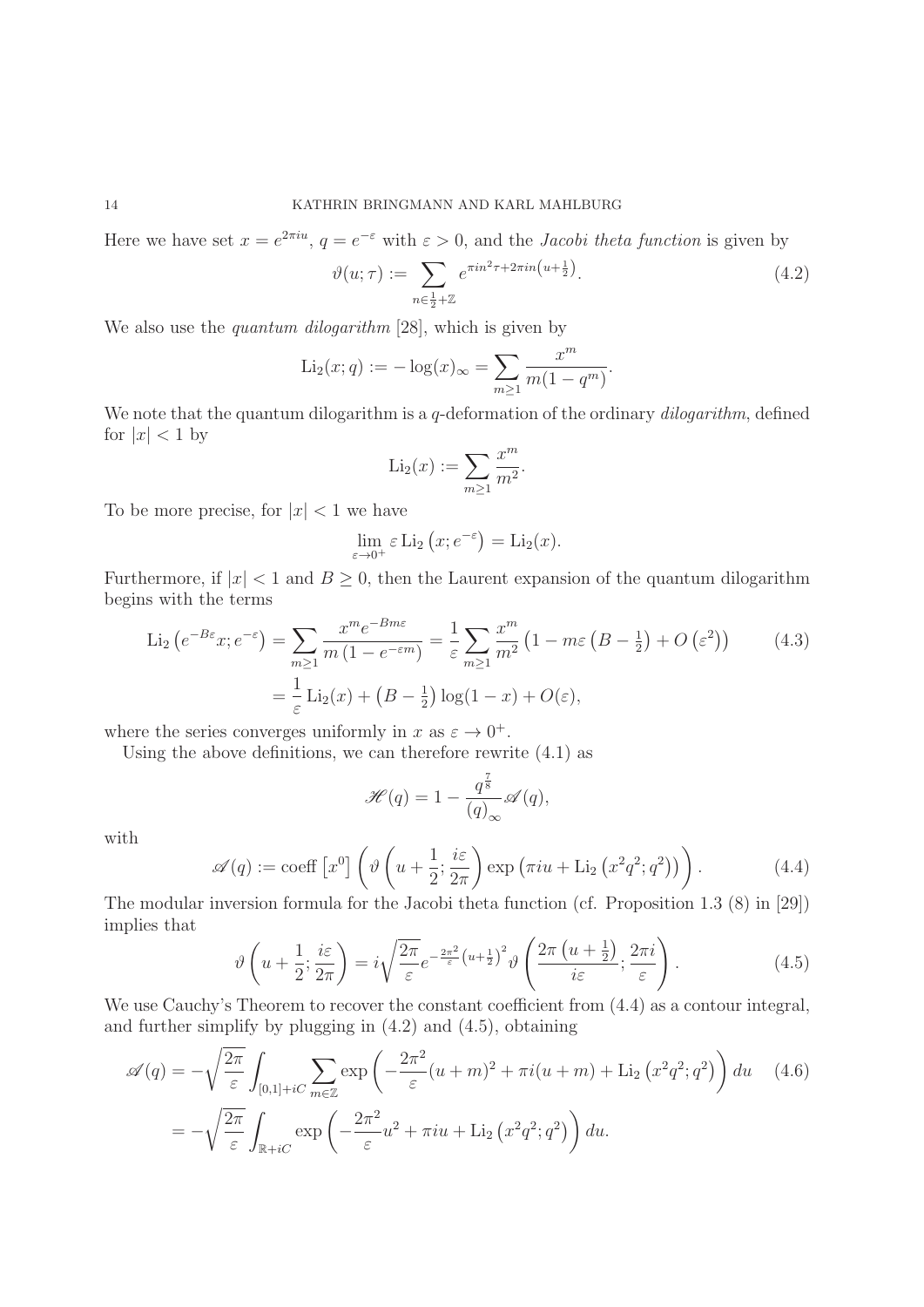Here we have set $x = e^{2\pi i u}$, $q = e^{-\varepsilon}$ with $\varepsilon > 0$, and the *Jacobi theta function* is given by

$$\vartheta(u;\tau) := \sum_{n \in \frac{1}{2}+\mathbb{Z}} e^{\pi i n^2 \tau + 2\pi i n\left(u+\frac{1}{2}\right)}. \tag{4.2}$$

We also use the *quantum dilogarithm* [28], which is given by

$$\mathrm{Li}_2(x;q) := -\log(x)_\infty = \sum_{m\geq 1} \frac{x^m}{m(1-q^m)}.$$

We note that the quantum dilogarithm is a $q$-deformation of the ordinary *dilogarithm*, defined for $|x| < 1$ by

$$\mathrm{Li}_2(x) := \sum_{m\geq 1} \frac{x^m}{m^2}.$$

To be more precise, for $|x| < 1$ we have

$$\lim_{\varepsilon \to 0^+} \varepsilon \, \mathrm{Li}_2\left(x; e^{-\varepsilon}\right) = \mathrm{Li}_2(x).$$

Furthermore, if $|x| < 1$ and $B \geq 0$, then the Laurent expansion of the quantum dilogarithm begins with the terms

$$\begin{aligned}
\mathrm{Li}_2\left(e^{-B\varepsilon}x; e^{-\varepsilon}\right) &= \sum_{m\geq 1} \frac{x^m e^{-Bm\varepsilon}}{m\left(1-e^{-\varepsilon m}\right)} = \frac{1}{\varepsilon}\sum_{m\geq 1}\frac{x^m}{m^2}\left(1 - m\varepsilon\left(B-\tfrac{1}{2}\right) + O\left(\varepsilon^2\right)\right) \\
&= \frac{1}{\varepsilon}\mathrm{Li}_2(x) + \left(B - \tfrac{1}{2}\right)\log(1-x) + O(\varepsilon),
\end{aligned} \tag{4.3}$$

where the series converges uniformly in $x$ as $\varepsilon \to 0^+$.

Using the above definitions, we can therefore rewrite (4.1) as

$$\mathscr{H}(q) = 1 - \frac{q^{\frac{7}{8}}}{(q)_\infty}\mathscr{A}(q),$$

with

$$\mathscr{A}(q) := \mathrm{coeff}\left[x^0\right]\left(\vartheta\left(u+\frac{1}{2}; \frac{i\varepsilon}{2\pi}\right)\exp\left(\pi i u + \mathrm{Li}_2\left(x^2q^2;q^2\right)\right)\right). \tag{4.4}$$

The modular inversion formula for the Jacobi theta function (cf. Proposition 1.3 (8) in [29]) implies that

$$\vartheta\left(u+\frac{1}{2}; \frac{i\varepsilon}{2\pi}\right) = i\sqrt{\frac{2\pi}{\varepsilon}}e^{-\frac{2\pi^2}{\varepsilon}\left(u+\frac{1}{2}\right)^2}\vartheta\left(\frac{2\pi\left(u+\frac{1}{2}\right)}{i\varepsilon}; \frac{2\pi i}{\varepsilon}\right). \tag{4.5}$$

We use Cauchy's Theorem to recover the constant coefficient from (4.4) as a contour integral, and further simplify by plugging in (4.2) and (4.5), obtaining

$$\begin{aligned}
\mathscr{A}(q) &= -\sqrt{\frac{2\pi}{\varepsilon}}\int_{[0,1]+iC}\sum_{m\in\mathbb{Z}}\exp\left(-\frac{2\pi^2}{\varepsilon}(u+m)^2 + \pi i(u+m) + \mathrm{Li}_2\left(x^2q^2;q^2\right)\right)du \\
&= -\sqrt{\frac{2\pi}{\varepsilon}}\int_{\mathbb{R}+iC}\exp\left(-\frac{2\pi^2}{\varepsilon}u^2 + \pi i u + \mathrm{Li}_2\left(x^2q^2;q^2\right)\right)du.
\end{aligned} \tag{4.6}$$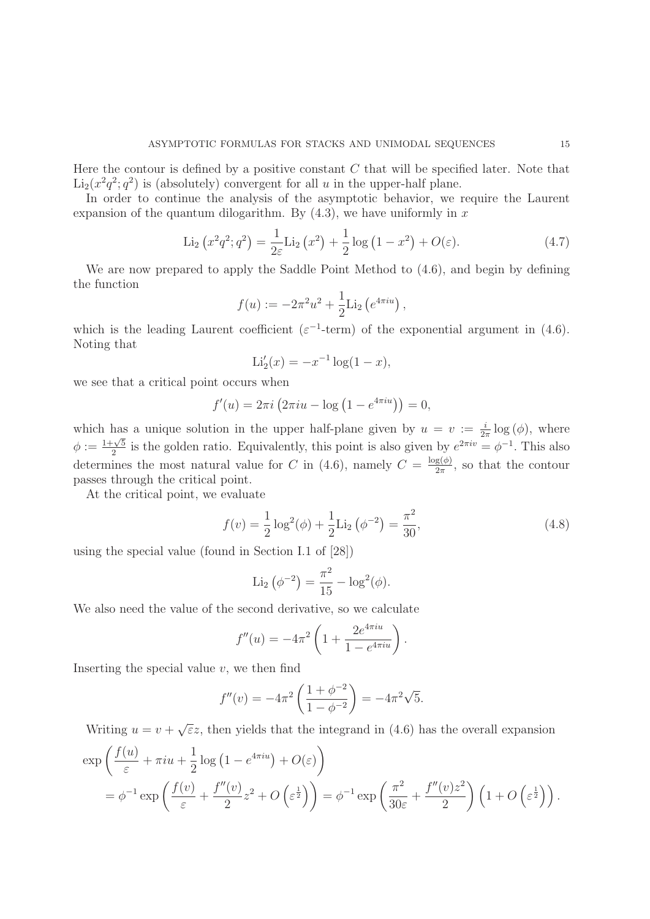Here the contour is defined by a positive constant $C$ that will be specified later. Note that $\mathrm{Li}_2(x^2q^2;q^2)$ is (absolutely) convergent for all $u$ in the upper-half plane.

In order to continue the analysis of the asymptotic behavior, we require the Laurent expansion of the quantum dilogarithm. By (4.3), we have uniformly in $x$

$$\mathrm{Li}_2\left(x^2q^2;q^2\right) = \frac{1}{2\varepsilon}\mathrm{Li}_2\left(x^2\right) + \frac{1}{2}\log\left(1-x^2\right) + O(\varepsilon). \tag{4.7}$$

We are now prepared to apply the Saddle Point Method to (4.6), and begin by defining the function

$$f(u) := -2\pi^2 u^2 + \frac{1}{2}\mathrm{Li}_2\left(e^{4\pi i u}\right),$$

which is the leading Laurent coefficient ($\varepsilon^{-1}$-term) of the exponential argument in (4.6). Noting that

$$\mathrm{Li}_2'(x) = -x^{-1}\log(1-x),$$

we see that a critical point occurs when

$$f'(u) = 2\pi i\left(2\pi i u - \log\left(1-e^{4\pi i u}\right)\right) = 0,$$

which has a unique solution in the upper half-plane given by $u = v := \frac{i}{2\pi}\log(\phi)$, where $\phi := \frac{1+\sqrt{5}}{2}$ is the golden ratio. Equivalently, this point is also given by $e^{2\pi i v} = \phi^{-1}$. This also determines the most natural value for $C$ in (4.6), namely $C = \frac{\log(\phi)}{2\pi}$, so that the contour passes through the critical point.

At the critical point, we evaluate

$$f(v) = \frac{1}{2}\log^2(\phi) + \frac{1}{2}\mathrm{Li}_2\left(\phi^{-2}\right) = \frac{\pi^2}{30}, \tag{4.8}$$

using the special value (found in Section I.1 of [28])

$$\mathrm{Li}_2\left(\phi^{-2}\right) = \frac{\pi^2}{15} - \log^2(\phi).$$

We also need the value of the second derivative, so we calculate

$$f''(u) = -4\pi^2\left(1 + \frac{2e^{4\pi i u}}{1-e^{4\pi i u}}\right).$$

Inserting the special value $v$, we then find

$$f''(v) = -4\pi^2\left(\frac{1+\phi^{-2}}{1-\phi^{-2}}\right) = -4\pi^2\sqrt{5}.$$

Writing $u = v + \sqrt{\varepsilon}z$, then yields that the integrand in (4.6) has the overall expansion

$$\begin{aligned}
&\exp\left(\frac{f(u)}{\varepsilon} + \pi i u + \frac{1}{2}\log\left(1-e^{4\pi i u}\right) + O(\varepsilon)\right) \\
&\quad = \phi^{-1}\exp\left(\frac{f(v)}{\varepsilon} + \frac{f''(v)}{2}z^2 + O\left(\varepsilon^{\frac{1}{2}}\right)\right) = \phi^{-1}\exp\left(\frac{\pi^2}{30\varepsilon} + \frac{f''(v)z^2}{2}\right)\left(1+O\left(\varepsilon^{\frac{1}{2}}\right)\right).
\end{aligned}$$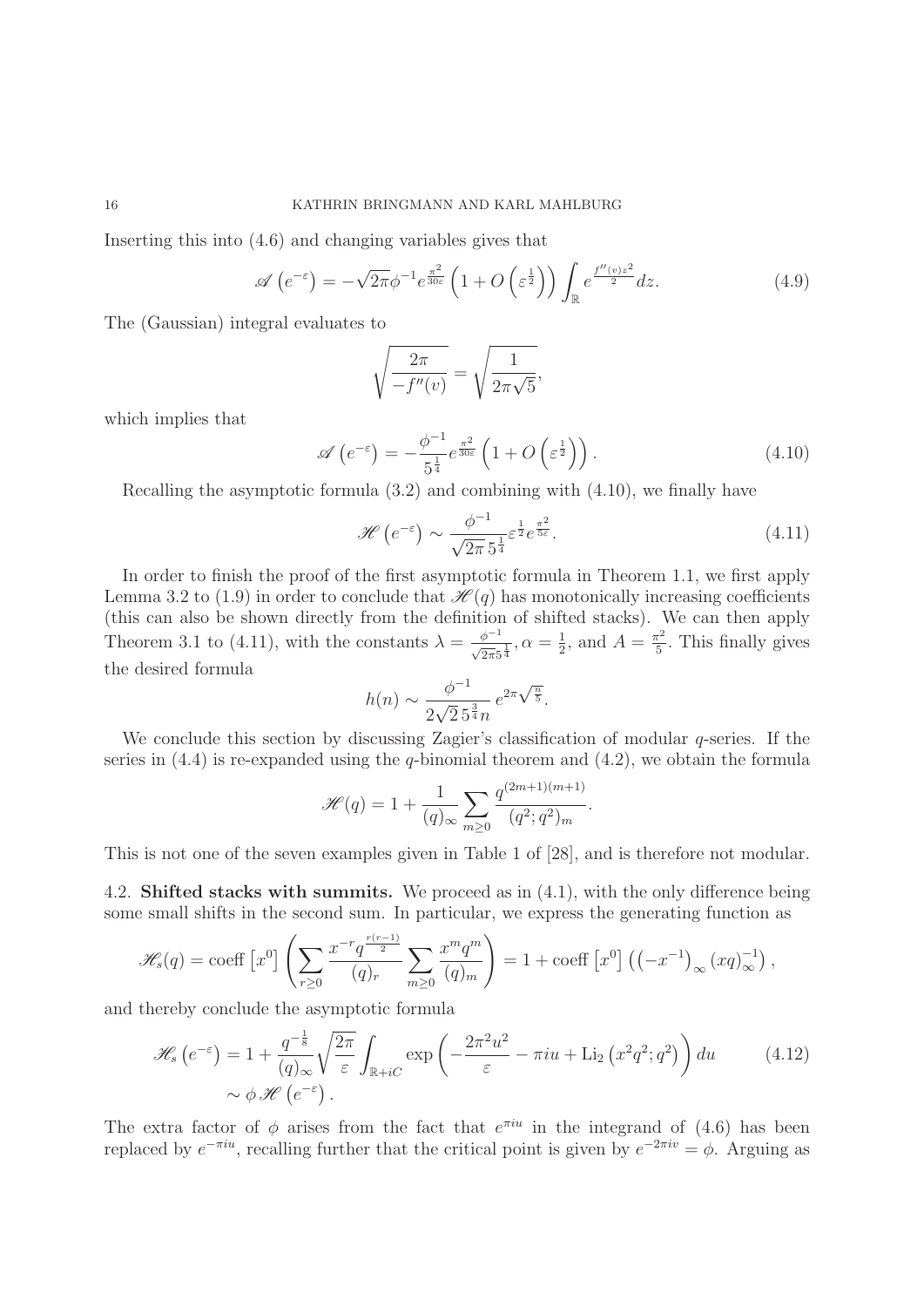Inserting this into (4.6) and changing variables gives that

$$\mathscr{A}\left(e^{-\varepsilon}\right) = -\sqrt{2\pi}\phi^{-1}e^{\frac{\pi^2}{30\varepsilon}}\left(1+O\left(\varepsilon^{\frac{1}{2}}\right)\right)\int_{\mathbb{R}} e^{\frac{f''(v)z^2}{2}}dz. \tag{4.9}$$

The (Gaussian) integral evaluates to

$$\sqrt{\frac{2\pi}{-f''(v)}} = \sqrt{\frac{1}{2\pi\sqrt{5}}},$$

which implies that

$$\mathscr{A}\left(e^{-\varepsilon}\right) = -\frac{\phi^{-1}}{5^{\frac{1}{4}}}e^{\frac{\pi^2}{30\varepsilon}}\left(1+O\left(\varepsilon^{\frac{1}{2}}\right)\right). \tag{4.10}$$

Recalling the asymptotic formula (3.2) and combining with (4.10), we finally have

$$\mathscr{H}\left(e^{-\varepsilon}\right) \sim \frac{\phi^{-1}}{\sqrt{2\pi}\,5^{\frac{1}{4}}}\varepsilon^{\frac{1}{2}}e^{\frac{\pi^2}{5\varepsilon}}. \tag{4.11}$$

In order to finish the proof of the first asymptotic formula in Theorem 1.1, we first apply Lemma 3.2 to (1.9) in order to conclude that $\mathscr{H}(q)$ has monotonically increasing coefficients (this can also be shown directly from the definition of shifted stacks). We can then apply Theorem 3.1 to (4.11), with the constants $\lambda = \frac{\phi^{-1}}{\sqrt{2\pi}5^{\frac{1}{4}}}, \alpha = \frac{1}{2}$, and $A = \frac{\pi^2}{5}$. This finally gives the desired formula

$$h(n) \sim \frac{\phi^{-1}}{2\sqrt{2}\,5^{\frac{3}{4}}n}\,e^{2\pi\sqrt{\frac{n}{5}}}.$$

We conclude this section by discussing Zagier's classification of modular $q$-series. If the series in (4.4) is re-expanded using the $q$-binomial theorem and (4.2), we obtain the formula

$$\mathscr{H}(q) = 1 + \frac{1}{(q)_\infty}\sum_{m\geq 0}\frac{q^{(2m+1)(m+1)}}{(q^2;q^2)_m}.$$

This is not one of the seven examples given in Table 1 of [28], and is therefore not modular.

4.2. **Shifted stacks with summits.** We proceed as in (4.1), with the only difference being some small shifts in the second sum. In particular, we express the generating function as

$$\mathscr{H}_s(q) = \operatorname{coeff}\left[x^0\right]\left(\sum_{r\geq 0}\frac{x^{-r}q^{\frac{r(r-1)}{2}}}{(q)_r}\sum_{m\geq 0}\frac{x^m q^m}{(q)_m}\right) = 1 + \operatorname{coeff}\left[x^0\right]\left(\left(-x^{-1}\right)_\infty (xq)_\infty^{-1}\right),$$

and thereby conclude the asymptotic formula

$$\begin{aligned}\mathscr{H}_s\left(e^{-\varepsilon}\right) &= 1 + \frac{q^{-\frac{1}{8}}}{(q)_\infty}\sqrt{\frac{2\pi}{\varepsilon}}\int_{\mathbb{R}+iC}\exp\left(-\frac{2\pi^2u^2}{\varepsilon} - \pi iu + \operatorname{Li}_2\left(x^2q^2;q^2\right)\right)du \\ &\sim \phi\,\mathscr{H}\left(e^{-\varepsilon}\right).\end{aligned} \tag{4.12}$$

The extra factor of $\phi$ arises from the fact that $e^{\pi iu}$ in the integrand of (4.6) has been replaced by $e^{-\pi iu}$, recalling further that the critical point is given by $e^{-2\pi iv} = \phi$. Arguing as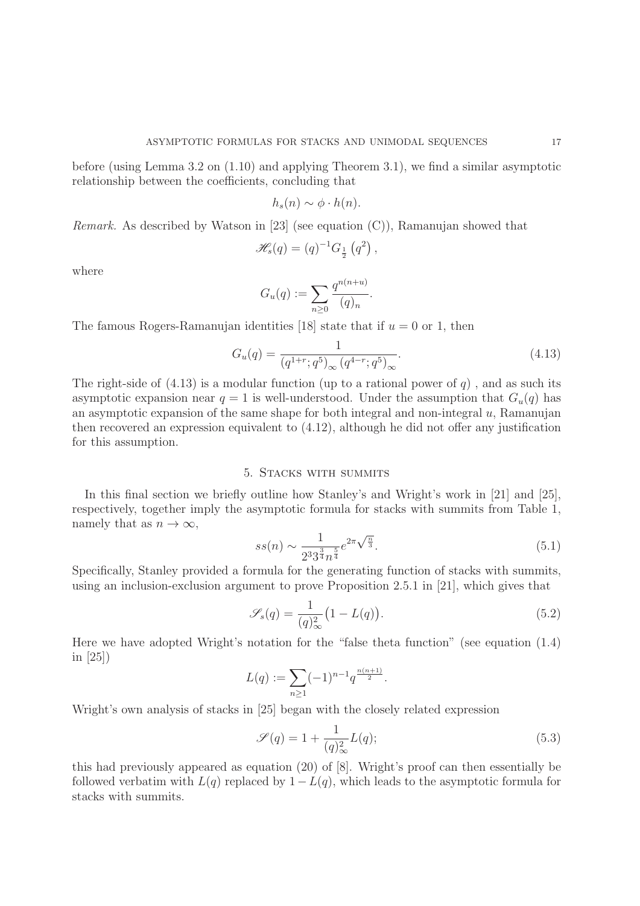before (using Lemma 3.2 on (1.10) and applying Theorem 3.1), we find a similar asymptotic relationship between the coefficients, concluding that

$$h_s(n) \sim \phi \cdot h(n).$$

*Remark.* As described by Watson in [23] (see equation (C)), Ramanujan showed that

$$\mathscr{H}_s(q) = (q)^{-1} G_{\frac{1}{2}}\left(q^2\right),$$

where

$$G_u(q) := \sum_{n \geq 0} \frac{q^{n(n+u)}}{(q)_n}.$$

The famous Rogers-Ramanujan identities [18] state that if $u = 0$ or 1, then

$$G_u(q) = \frac{1}{\left(q^{1+r}; q^5\right)_\infty \left(q^{4-r}; q^5\right)_\infty}. \tag{4.13}$$

The right-side of (4.13) is a modular function (up to a rational power of $q$) , and as such its asymptotic expansion near $q = 1$ is well-understood. Under the assumption that $G_u(q)$ has an asymptotic expansion of the same shape for both integral and non-integral $u$, Ramanujan then recovered an expression equivalent to (4.12), although he did not offer any justification for this assumption.

## 5. Stacks with summits

In this final section we briefly outline how Stanley's and Wright's work in [21] and [25], respectively, together imply the asymptotic formula for stacks with summits from Table 1, namely that as $n \to \infty$,

$$ss(n) \sim \frac{1}{2^3 3^{\frac{3}{4}} n^{\frac{5}{4}}} e^{2\pi\sqrt{\frac{n}{3}}}. \tag{5.1}$$

Specifically, Stanley provided a formula for the generating function of stacks with summits, using an inclusion-exclusion argument to prove Proposition 2.5.1 in [21], which gives that

$$\mathscr{S}_s(q) = \frac{1}{(q)_\infty^2}\big(1 - L(q)\big). \tag{5.2}$$

Here we have adopted Wright's notation for the "false theta function" (see equation (1.4) in [25])

$$L(q) := \sum_{n \geq 1} (-1)^{n-1} q^{\frac{n(n+1)}{2}}.$$

Wright's own analysis of stacks in [25] began with the closely related expression

$$\mathscr{S}(q) = 1 + \frac{1}{(q)_\infty^2} L(q); \tag{5.3}$$

this had previously appeared as equation (20) of [8]. Wright's proof can then essentially be followed verbatim with $L(q)$ replaced by $1 - L(q)$, which leads to the asymptotic formula for stacks with summits.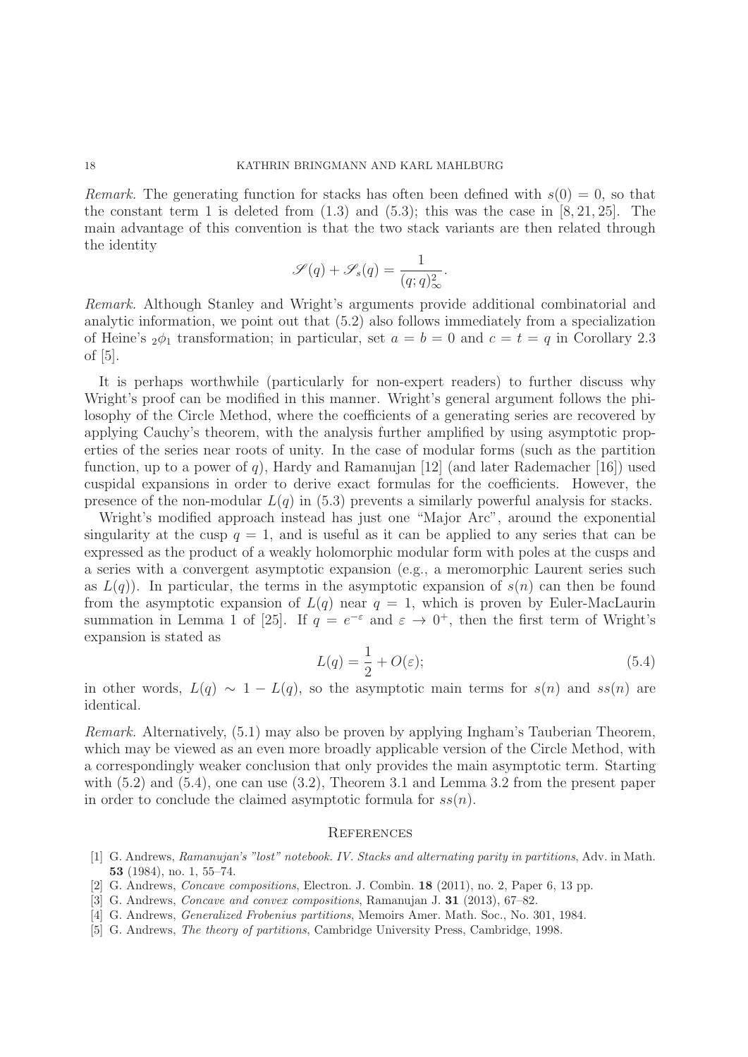*Remark.* The generating function for stacks has often been defined with $s(0) = 0$, so that the constant term 1 is deleted from (1.3) and (5.3); this was the case in [8, 21, 25]. The main advantage of this convention is that the two stack variants are then related through the identity

$$\mathscr{S}(q) + \mathscr{S}_s(q) = \frac{1}{(q;q)_\infty^2}.$$

*Remark.* Although Stanley and Wright's arguments provide additional combinatorial and analytic information, we point out that (5.2) also follows immediately from a specialization of Heine's ${}_2\phi_1$ transformation; in particular, set $a = b = 0$ and $c = t = q$ in Corollary 2.3 of [5].

It is perhaps worthwhile (particularly for non-expert readers) to further discuss why Wright's proof can be modified in this manner. Wright's general argument follows the philosophy of the Circle Method, where the coefficients of a generating series are recovered by applying Cauchy's theorem, with the analysis further amplified by using asymptotic properties of the series near roots of unity. In the case of modular forms (such as the partition function, up to a power of $q$), Hardy and Ramanujan [12] (and later Rademacher [16]) used cuspidal expansions in order to derive exact formulas for the coefficients. However, the presence of the non-modular $L(q)$ in (5.3) prevents a similarly powerful analysis for stacks.

Wright's modified approach instead has just one "Major Arc", around the exponential singularity at the cusp $q = 1$, and is useful as it can be applied to any series that can be expressed as the product of a weakly holomorphic modular form with poles at the cusps and a series with a convergent asymptotic expansion (e.g., a meromorphic Laurent series such as $L(q)$). In particular, the terms in the asymptotic expansion of $s(n)$ can then be found from the asymptotic expansion of $L(q)$ near $q = 1$, which is proven by Euler-MacLaurin summation in Lemma 1 of [25]. If $q = e^{-\varepsilon}$ and $\varepsilon \to 0^+$, then the first term of Wright's expansion is stated as

$$L(q) = \frac{1}{2} + O(\varepsilon); \tag{5.4}$$

in other words, $L(q) \sim 1 - L(q)$, so the asymptotic main terms for $s(n)$ and $ss(n)$ are identical.

*Remark.* Alternatively, (5.1) may also be proven by applying Ingham's Tauberian Theorem, which may be viewed as an even more broadly applicable version of the Circle Method, with a correspondingly weaker conclusion that only provides the main asymptotic term. Starting with (5.2) and (5.4), one can use (3.2), Theorem 3.1 and Lemma 3.2 from the present paper in order to conclude the claimed asymptotic formula for $ss(n)$.

## References

[1] G. Andrews, *Ramanujan's "lost" notebook. IV. Stacks and alternating parity in partitions*, Adv. in Math. **53** (1984), no. 1, 55–74.

[2] G. Andrews, *Concave compositions*, Electron. J. Combin. **18** (2011), no. 2, Paper 6, 13 pp.

[3] G. Andrews, *Concave and convex compositions*, Ramanujan J. **31** (2013), 67–82.

[4] G. Andrews, *Generalized Frobenius partitions*, Memoirs Amer. Math. Soc., No. 301, 1984.

[5] G. Andrews, *The theory of partitions*, Cambridge University Press, Cambridge, 1998.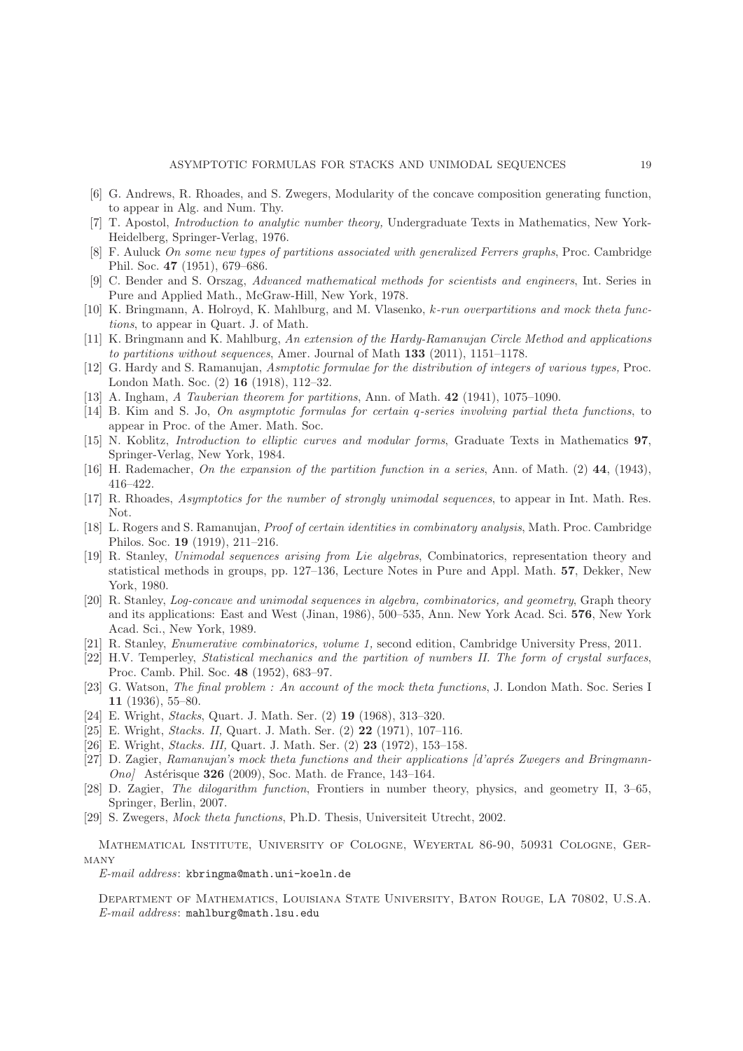[6] G. Andrews, R. Rhoades, and S. Zwegers, Modularity of the concave composition generating function, to appear in Alg. and Num. Thy.

[7] T. Apostol, *Introduction to analytic number theory,* Undergraduate Texts in Mathematics, New York-Heidelberg, Springer-Verlag, 1976.

[8] F. Auluck *On some new types of partitions associated with generalized Ferrers graphs*, Proc. Cambridge Phil. Soc. **47** (1951), 679–686.

[9] C. Bender and S. Orszag, *Advanced mathematical methods for scientists and engineers*, Int. Series in Pure and Applied Math., McGraw-Hill, New York, 1978.

[10] K. Bringmann, A. Holroyd, K. Mahlburg, and M. Vlasenko, *k-run overpartitions and mock theta functions*, to appear in Quart. J. of Math.

[11] K. Bringmann and K. Mahlburg, *An extension of the Hardy-Ramanujan Circle Method and applications to partitions without sequences*, Amer. Journal of Math **133** (2011), 1151–1178.

[12] G. Hardy and S. Ramanujan, *Asmptotic formulae for the distribution of integers of various types,* Proc. London Math. Soc. (2) **16** (1918), 112–32.

[13] A. Ingham, *A Tauberian theorem for partitions*, Ann. of Math. **42** (1941), 1075–1090.

[14] B. Kim and S. Jo, *On asymptotic formulas for certain q-series involving partial theta functions*, to appear in Proc. of the Amer. Math. Soc.

[15] N. Koblitz, *Introduction to elliptic curves and modular forms*, Graduate Texts in Mathematics **97**, Springer-Verlag, New York, 1984.

[16] H. Rademacher, *On the expansion of the partition function in a series*, Ann. of Math. (2) **44**, (1943), 416–422.

[17] R. Rhoades, *Asymptotics for the number of strongly unimodal sequences*, to appear in Int. Math. Res. Not.

[18] L. Rogers and S. Ramanujan, *Proof of certain identities in combinatory analysis*, Math. Proc. Cambridge Philos. Soc. **19** (1919), 211–216.

[19] R. Stanley, *Unimodal sequences arising from Lie algebras*, Combinatorics, representation theory and statistical methods in groups, pp. 127–136, Lecture Notes in Pure and Appl. Math. **57**, Dekker, New York, 1980.

[20] R. Stanley, *Log-concave and unimodal sequences in algebra, combinatorics, and geometry*, Graph theory and its applications: East and West (Jinan, 1986), 500–535, Ann. New York Acad. Sci. **576**, New York Acad. Sci., New York, 1989.

[21] R. Stanley, *Enumerative combinatorics, volume 1,* second edition, Cambridge University Press, 2011.

[22] H.V. Temperley, *Statistical mechanics and the partition of numbers II. The form of crystal surfaces*, Proc. Camb. Phil. Soc. **48** (1952), 683–97.

[23] G. Watson, *The final problem : An account of the mock theta functions*, J. London Math. Soc. Series I **11** (1936), 55–80.

[24] E. Wright, *Stacks*, Quart. J. Math. Ser. (2) **19** (1968), 313–320.

[25] E. Wright, *Stacks. II,* Quart. J. Math. Ser. (2) **22** (1971), 107–116.

[26] E. Wright, *Stacks. III,* Quart. J. Math. Ser. (2) **23** (1972), 153–158.

[27] D. Zagier, *Ramanujan's mock theta functions and their applications [d'aprés Zwegers and Bringmann-Ono]* Astérisque **326** (2009), Soc. Math. de France, 143–164.

[28] D. Zagier, *The dilogarithm function*, Frontiers in number theory, physics, and geometry II, 3–65, Springer, Berlin, 2007.

[29] S. Zwegers, *Mock theta functions*, Ph.D. Thesis, Universiteit Utrecht, 2002.

Mathematical Institute, University of Cologne, Weyertal 86-90, 50931 Cologne, Germany

*E-mail address*: kbringma@math.uni-koeln.de

Department of Mathematics, Louisiana State University, Baton Rouge, LA 70802, U.S.A.
*E-mail address*: mahlburg@math.lsu.edu